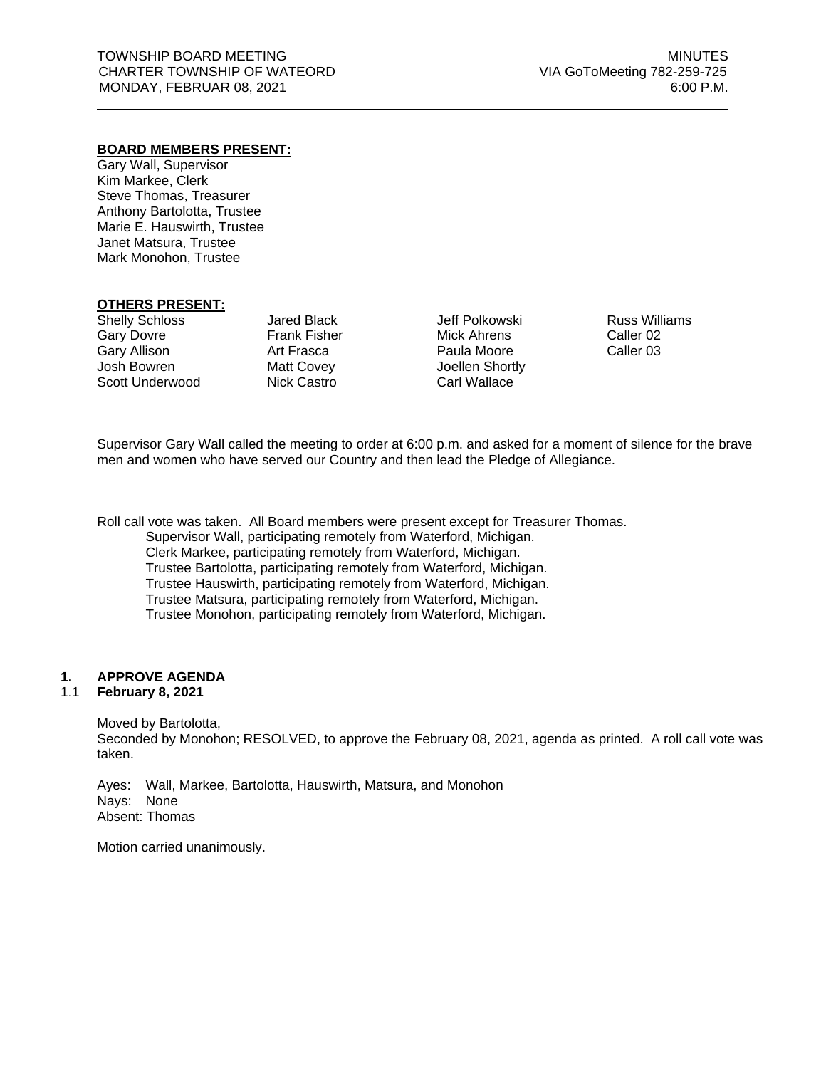TOWNSHIP BOARD MEETING
CHARTER TOWNSHIP OF WATEORD
MONDAY, FEBRUAR 08, 2021

MINUTES
VIA GoToMeeting 782-259-725
6:00 P.M.

**BOARD MEMBERS PRESENT:**

Gary Wall, Supervisor
Kim Markee, Clerk
Steve Thomas, Treasurer
Anthony Bartolotta, Trustee
Marie E. Hauswirth, Trustee
Janet Matsura, Trustee
Mark Monohon, Trustee

**OTHERS PRESENT:**

| | | | |
|---|---|---|---|
| Shelly Schloss | Jared Black | Jeff Polkowski | Russ Williams |
| Gary Dovre | Frank Fisher | Mick Ahrens | Caller 02 |
| Gary Allison | Art Frasca | Paula Moore | Caller 03 |
| Josh Bowren | Matt Covey | Joellen Shortly | |
| Scott Underwood | Nick Castro | Carl Wallace | |

Supervisor Gary Wall called the meeting to order at 6:00 p.m. and asked for a moment of silence for the brave men and women who have served our Country and then lead the Pledge of Allegiance.

Roll call vote was taken. All Board members were present except for Treasurer Thomas.

Supervisor Wall, participating remotely from Waterford, Michigan.
Clerk Markee, participating remotely from Waterford, Michigan.
Trustee Bartolotta, participating remotely from Waterford, Michigan.
Trustee Hauswirth, participating remotely from Waterford, Michigan.
Trustee Matsura, participating remotely from Waterford, Michigan.
Trustee Monohon, participating remotely from Waterford, Michigan.

## 1. APPROVE AGENDA

### 1.1 February 8, 2021

Moved by Bartolotta,
Seconded by Monohon; RESOLVED, to approve the February 08, 2021, agenda as printed. A roll call vote was taken.

Ayes: Wall, Markee, Bartolotta, Hauswirth, Matsura, and Monohon
Nays: None
Absent: Thomas

Motion carried unanimously.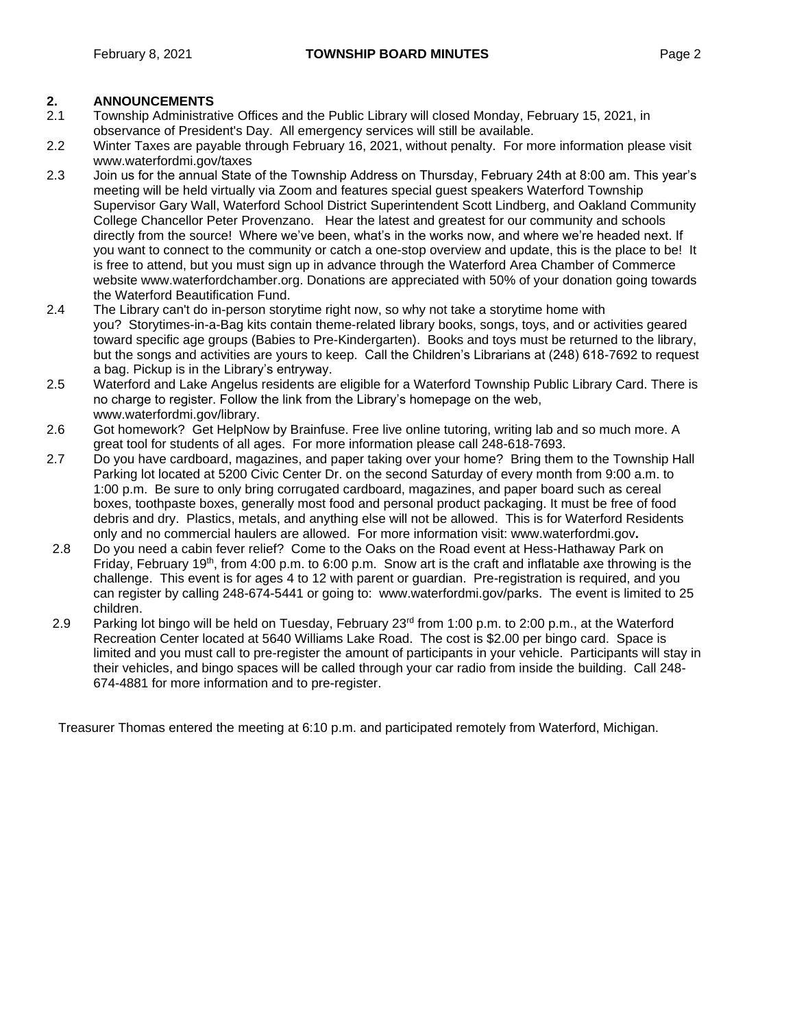## 2. ANNOUNCEMENTS

2.1 Township Administrative Offices and the Public Library will closed Monday, February 15, 2021, in observance of President's Day. All emergency services will still be available.

2.2 Winter Taxes are payable through February 16, 2021, without penalty. For more information please visit www.waterfordmi.gov/taxes

2.3 Join us for the annual State of the Township Address on Thursday, February 24th at 8:00 am. This year's meeting will be held virtually via Zoom and features special guest speakers Waterford Township Supervisor Gary Wall, Waterford School District Superintendent Scott Lindberg, and Oakland Community College Chancellor Peter Provenzano. Hear the latest and greatest for our community and schools directly from the source! Where we've been, what's in the works now, and where we're headed next. If you want to connect to the community or catch a one-stop overview and update, this is the place to be! It is free to attend, but you must sign up in advance through the Waterford Area Chamber of Commerce website www.waterfordchamber.org. Donations are appreciated with 50% of your donation going towards the Waterford Beautification Fund.

2.4 The Library can't do in-person storytime right now, so why not take a storytime home with you? Storytimes-in-a-Bag kits contain theme-related library books, songs, toys, and or activities geared toward specific age groups (Babies to Pre-Kindergarten). Books and toys must be returned to the library, but the songs and activities are yours to keep. Call the Children's Librarians at (248) 618-7692 to request a bag. Pickup is in the Library's entryway.

2.5 Waterford and Lake Angelus residents are eligible for a Waterford Township Public Library Card. There is no charge to register. Follow the link from the Library's homepage on the web, www.waterfordmi.gov/library.

2.6 Got homework? Get HelpNow by Brainfuse. Free live online tutoring, writing lab and so much more. A great tool for students of all ages. For more information please call 248-618-7693.

2.7 Do you have cardboard, magazines, and paper taking over your home? Bring them to the Township Hall Parking lot located at 5200 Civic Center Dr. on the second Saturday of every month from 9:00 a.m. to 1:00 p.m. Be sure to only bring corrugated cardboard, magazines, and paper board such as cereal boxes, toothpaste boxes, generally most food and personal product packaging. It must be free of food debris and dry. Plastics, metals, and anything else will not be allowed. This is for Waterford Residents only and no commercial haulers are allowed. For more information visit: www.waterfordmi.gov**.**

2.8 Do you need a cabin fever relief? Come to the Oaks on the Road event at Hess-Hathaway Park on Friday, February 19th, from 4:00 p.m. to 6:00 p.m. Snow art is the craft and inflatable axe throwing is the challenge. This event is for ages 4 to 12 with parent or guardian. Pre-registration is required, and you can register by calling 248-674-5441 or going to: www.waterfordmi.gov/parks. The event is limited to 25 children.

2.9 Parking lot bingo will be held on Tuesday, February 23rd from 1:00 p.m. to 2:00 p.m., at the Waterford Recreation Center located at 5640 Williams Lake Road. The cost is $2.00 per bingo card. Space is limited and you must call to pre-register the amount of participants in your vehicle. Participants will stay in their vehicles, and bingo spaces will be called through your car radio from inside the building. Call 248-674-4881 for more information and to pre-register.

Treasurer Thomas entered the meeting at 6:10 p.m. and participated remotely from Waterford, Michigan.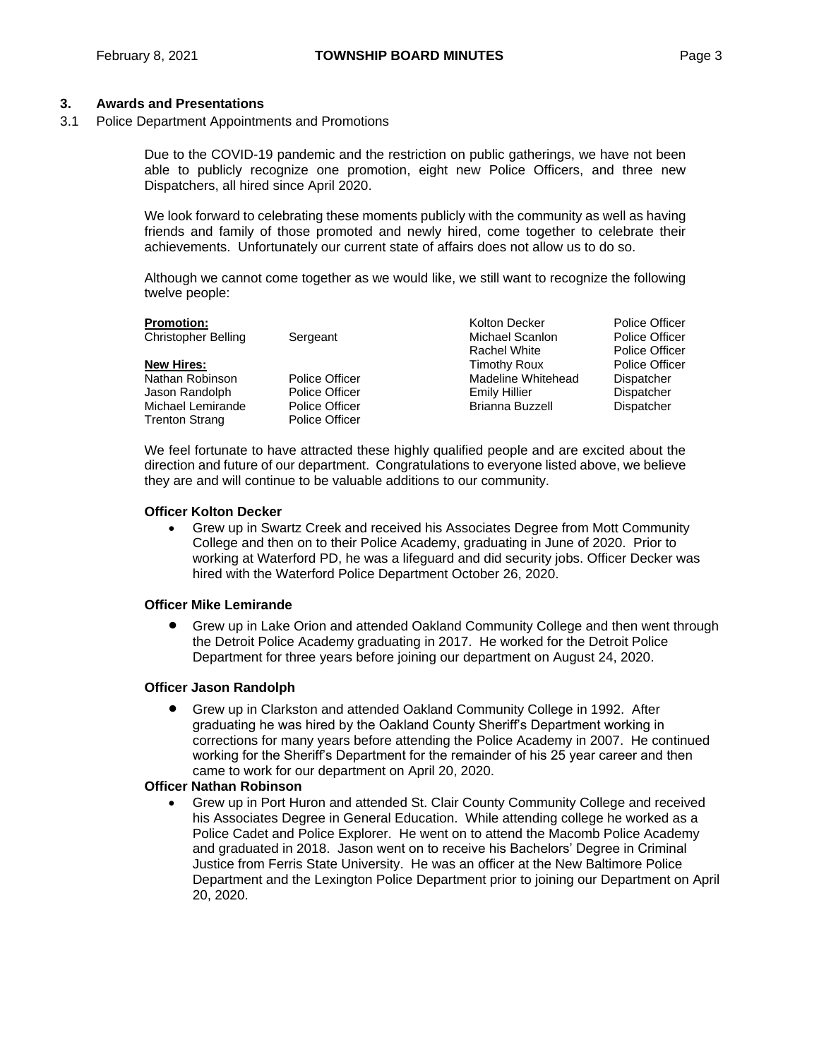## 3. Awards and Presentations

3.1 Police Department Appointments and Promotions

Due to the COVID-19 pandemic and the restriction on public gatherings, we have not been able to publicly recognize one promotion, eight new Police Officers, and three new Dispatchers, all hired since April 2020.

We look forward to celebrating these moments publicly with the community as well as having friends and family of those promoted and newly hired, come together to celebrate their achievements. Unfortunately our current state of affairs does not allow us to do so.

Although we cannot come together as we would like, we still want to recognize the following twelve people:

**Promotion:**

| | |
|---|---|
| Christopher Belling | Sergeant |

**New Hires:**

| | |
|---|---|
| Nathan Robinson | Police Officer |
| Jason Randolph | Police Officer |
| Michael Lemirande | Police Officer |
| Trenton Strang | Police Officer |
| Kolton Decker | Police Officer |
| Michael Scanlon | Police Officer |
| Rachel White | Police Officer |
| Timothy Roux | Police Officer |
| Madeline Whitehead | Dispatcher |
| Emily Hillier | Dispatcher |
| Brianna Buzzell | Dispatcher |

We feel fortunate to have attracted these highly qualified people and are excited about the direction and future of our department. Congratulations to everyone listed above, we believe they are and will continue to be valuable additions to our community.

**Officer Kolton Decker**

- Grew up in Swartz Creek and received his Associates Degree from Mott Community College and then on to their Police Academy, graduating in June of 2020. Prior to working at Waterford PD, he was a lifeguard and did security jobs. Officer Decker was hired with the Waterford Police Department October 26, 2020.

**Officer Mike Lemirande**

- Grew up in Lake Orion and attended Oakland Community College and then went through the Detroit Police Academy graduating in 2017. He worked for the Detroit Police Department for three years before joining our department on August 24, 2020.

**Officer Jason Randolph**

- Grew up in Clarkston and attended Oakland Community College in 1992. After graduating he was hired by the Oakland County Sheriff's Department working in corrections for many years before attending the Police Academy in 2007. He continued working for the Sheriff's Department for the remainder of his 25 year career and then came to work for our department on April 20, 2020.

**Officer Nathan Robinson**

- Grew up in Port Huron and attended St. Clair County Community College and received his Associates Degree in General Education. While attending college he worked as a Police Cadet and Police Explorer. He went on to attend the Macomb Police Academy and graduated in 2018. Jason went on to receive his Bachelors' Degree in Criminal Justice from Ferris State University. He was an officer at the New Baltimore Police Department and the Lexington Police Department prior to joining our Department on April 20, 2020.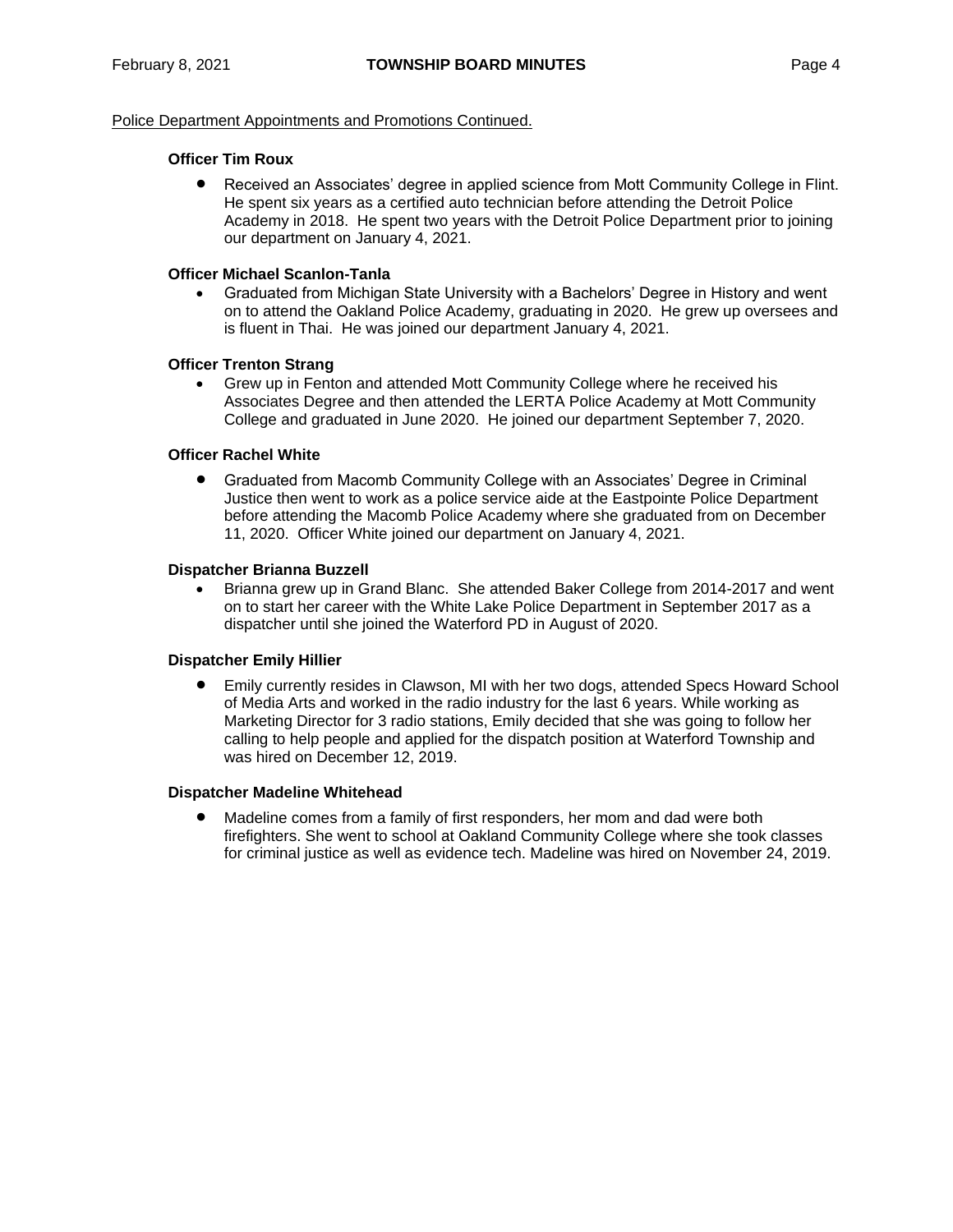<u>Police Department Appointments and Promotions Continued.</u>

**Officer Tim Roux**

- Received an Associates' degree in applied science from Mott Community College in Flint. He spent six years as a certified auto technician before attending the Detroit Police Academy in 2018. He spent two years with the Detroit Police Department prior to joining our department on January 4, 2021.

**Officer Michael Scanlon-Tanla**

- Graduated from Michigan State University with a Bachelors' Degree in History and went on to attend the Oakland Police Academy, graduating in 2020. He grew up oversees and is fluent in Thai. He was joined our department January 4, 2021.

**Officer Trenton Strang**

- Grew up in Fenton and attended Mott Community College where he received his Associates Degree and then attended the LERTA Police Academy at Mott Community College and graduated in June 2020. He joined our department September 7, 2020.

**Officer Rachel White**

- Graduated from Macomb Community College with an Associates' Degree in Criminal Justice then went to work as a police service aide at the Eastpointe Police Department before attending the Macomb Police Academy where she graduated from on December 11, 2020. Officer White joined our department on January 4, 2021.

**Dispatcher Brianna Buzzell**

- Brianna grew up in Grand Blanc. She attended Baker College from 2014-2017 and went on to start her career with the White Lake Police Department in September 2017 as a dispatcher until she joined the Waterford PD in August of 2020.

**Dispatcher Emily Hillier**

- Emily currently resides in Clawson, MI with her two dogs, attended Specs Howard School of Media Arts and worked in the radio industry for the last 6 years. While working as Marketing Director for 3 radio stations, Emily decided that she was going to follow her calling to help people and applied for the dispatch position at Waterford Township and was hired on December 12, 2019.

**Dispatcher Madeline Whitehead**

- Madeline comes from a family of first responders, her mom and dad were both firefighters. She went to school at Oakland Community College where she took classes for criminal justice as well as evidence tech. Madeline was hired on November 24, 2019.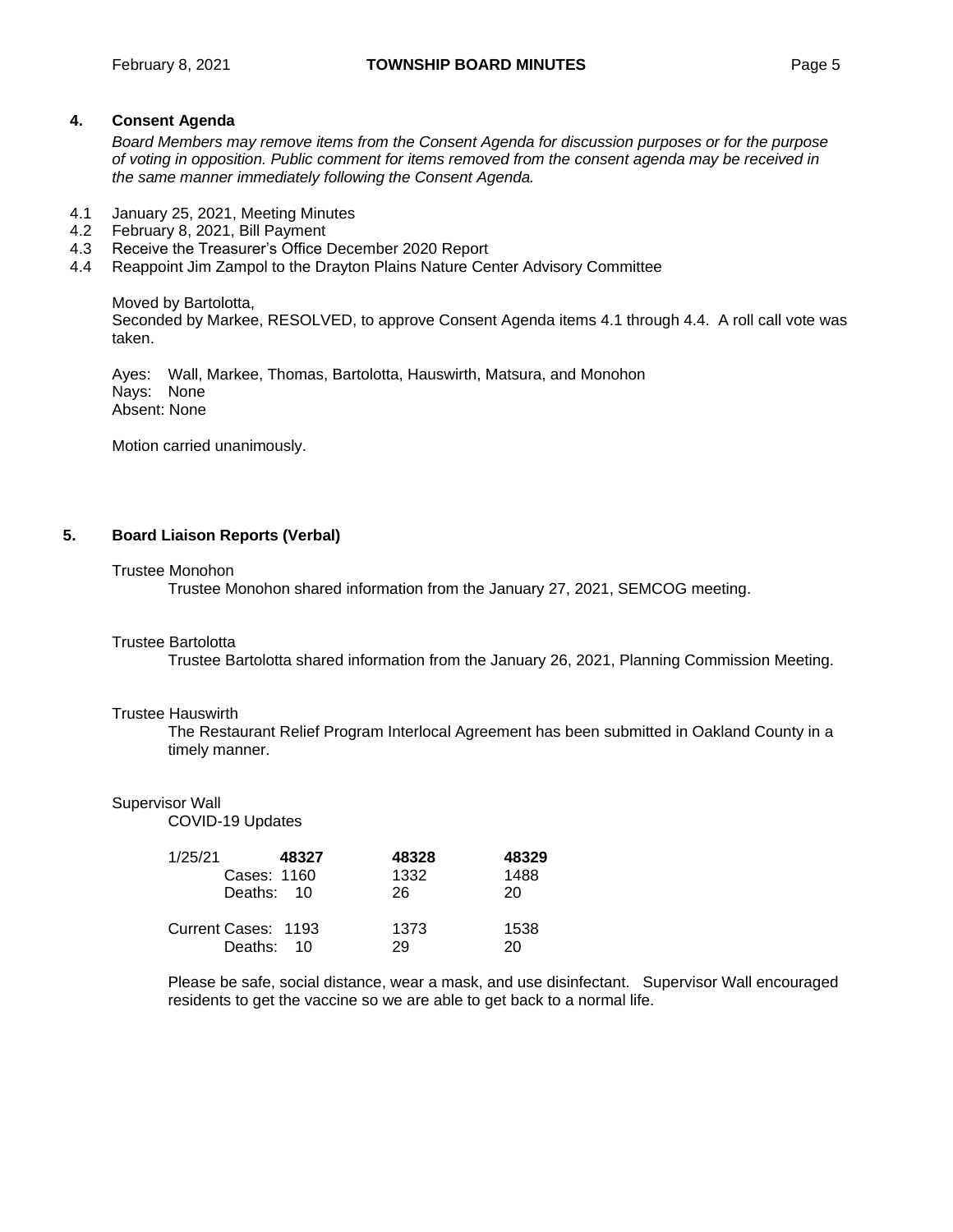## 4. Consent Agenda

*Board Members may remove items from the Consent Agenda for discussion purposes or for the purpose of voting in opposition. Public comment for items removed from the consent agenda may be received in the same manner immediately following the Consent Agenda.*

4.1 January 25, 2021, Meeting Minutes
4.2 February 8, 2021, Bill Payment
4.3 Receive the Treasurer's Office December 2020 Report
4.4 Reappoint Jim Zampol to the Drayton Plains Nature Center Advisory Committee

Moved by Bartolotta,
Seconded by Markee, RESOLVED, to approve Consent Agenda items 4.1 through 4.4. A roll call vote was taken.

Ayes: Wall, Markee, Thomas, Bartolotta, Hauswirth, Matsura, and Monohon
Nays: None
Absent: None

Motion carried unanimously.

## 5. Board Liaison Reports (Verbal)

Trustee Monohon

Trustee Monohon shared information from the January 27, 2021, SEMCOG meeting.

Trustee Bartolotta

Trustee Bartolotta shared information from the January 26, 2021, Planning Commission Meeting.

Trustee Hauswirth

The Restaurant Relief Program Interlocal Agreement has been submitted in Oakland County in a timely manner.

Supervisor Wall

COVID-19 Updates

| 1/25/21 | 48327 | 48328 | 48329 |
|---|---|---|---|
| Cases: | 1160 | 1332 | 1488 |
| Deaths: | 10 | 26 | 20 |
| Current Cases: | 1193 | 1373 | 1538 |
| Deaths: | 10 | 29 | 20 |

Please be safe, social distance, wear a mask, and use disinfectant. Supervisor Wall encouraged residents to get the vaccine so we are able to get back to a normal life.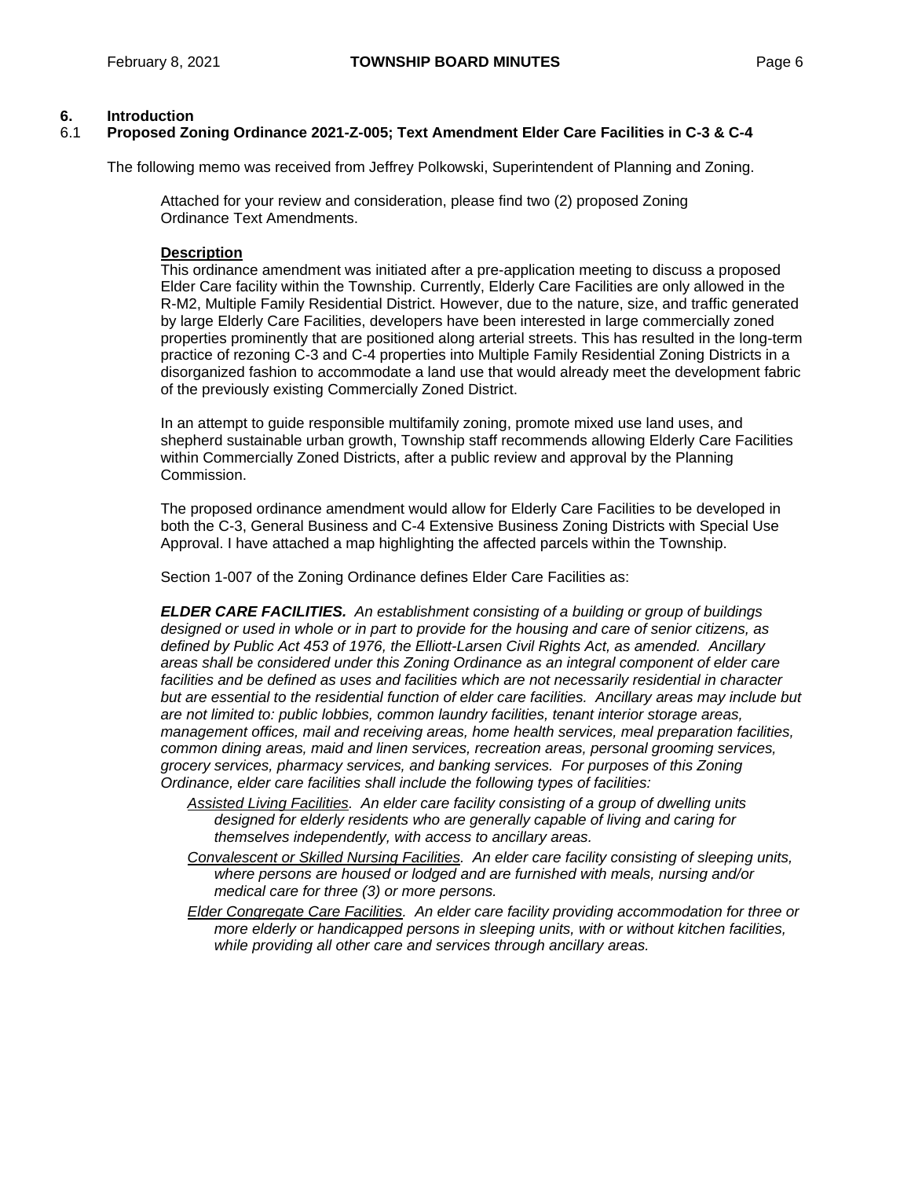## 6. Introduction

### 6.1 Proposed Zoning Ordinance 2021-Z-005; Text Amendment Elder Care Facilities in C-3 & C-4

The following memo was received from Jeffrey Polkowski, Superintendent of Planning and Zoning.

> Attached for your review and consideration, please find two (2) proposed Zoning Ordinance Text Amendments.
>
> **Description**
>
> This ordinance amendment was initiated after a pre-application meeting to discuss a proposed Elder Care facility within the Township. Currently, Elderly Care Facilities are only allowed in the R-M2, Multiple Family Residential District. However, due to the nature, size, and traffic generated by large Elderly Care Facilities, developers have been interested in large commercially zoned properties prominently that are positioned along arterial streets. This has resulted in the long-term practice of rezoning C-3 and C-4 properties into Multiple Family Residential Zoning Districts in a disorganized fashion to accommodate a land use that would already meet the development fabric of the previously existing Commercially Zoned District.
>
> In an attempt to guide responsible multifamily zoning, promote mixed use land uses, and shepherd sustainable urban growth, Township staff recommends allowing Elderly Care Facilities within Commercially Zoned Districts, after a public review and approval by the Planning Commission.
>
> The proposed ordinance amendment would allow for Elderly Care Facilities to be developed in both the C-3, General Business and C-4 Extensive Business Zoning Districts with Special Use Approval. I have attached a map highlighting the affected parcels within the Township.
>
> Section 1-007 of the Zoning Ordinance defines Elder Care Facilities as:
>
> ***ELDER CARE FACILITIES.*** *An establishment consisting of a building or group of buildings designed or used in whole or in part to provide for the housing and care of senior citizens, as defined by Public Act 453 of 1976, the Elliott-Larsen Civil Rights Act, as amended. Ancillary areas shall be considered under this Zoning Ordinance as an integral component of elder care facilities and be defined as uses and facilities which are not necessarily residential in character but are essential to the residential function of elder care facilities. Ancillary areas may include but are not limited to: public lobbies, common laundry facilities, tenant interior storage areas, management offices, mail and receiving areas, home health services, meal preparation facilities, common dining areas, maid and linen services, recreation areas, personal grooming services, grocery services, pharmacy services, and banking services. For purposes of this Zoning Ordinance, elder care facilities shall include the following types of facilities:*
>
> - *Assisted Living Facilities. An elder care facility consisting of a group of dwelling units designed for elderly residents who are generally capable of living and caring for themselves independently, with access to ancillary areas.*
> - *Convalescent or Skilled Nursing Facilities. An elder care facility consisting of sleeping units, where persons are housed or lodged and are furnished with meals, nursing and/or medical care for three (3) or more persons.*
> - *Elder Congregate Care Facilities. An elder care facility providing accommodation for three or more elderly or handicapped persons in sleeping units, with or without kitchen facilities, while providing all other care and services through ancillary areas.*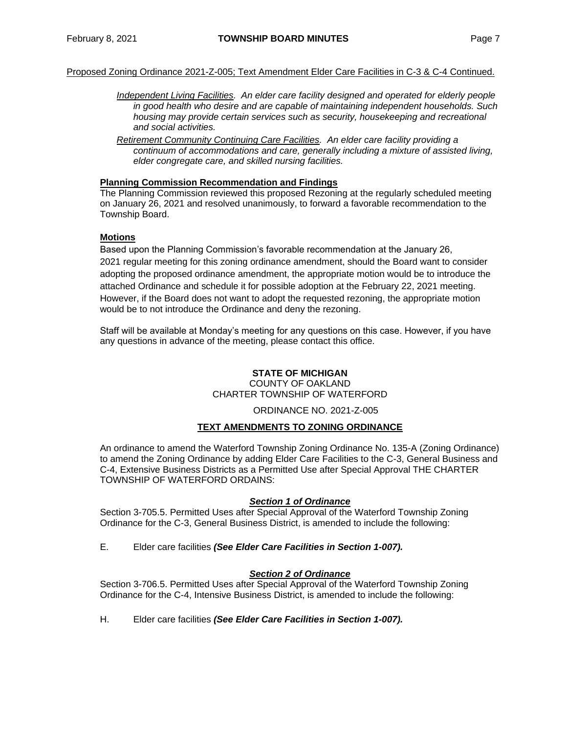Proposed Zoning Ordinance 2021-Z-005; Text Amendment Elder Care Facilities in C-3 & C-4 Continued.

*Independent Living Facilities. An elder care facility designed and operated for elderly people in good health who desire and are capable of maintaining independent households. Such housing may provide certain services such as security, housekeeping and recreational and social activities.*

*Retirement Community Continuing Care Facilities. An elder care facility providing a continuum of accommodations and care, generally including a mixture of assisted living, elder congregate care, and skilled nursing facilities.*

**Planning Commission Recommendation and Findings**

The Planning Commission reviewed this proposed Rezoning at the regularly scheduled meeting on January 26, 2021 and resolved unanimously, to forward a favorable recommendation to the Township Board.

**Motions**

Based upon the Planning Commission's favorable recommendation at the January 26, 2021 regular meeting for this zoning ordinance amendment, should the Board want to consider adopting the proposed ordinance amendment, the appropriate motion would be to introduce the attached Ordinance and schedule it for possible adoption at the February 22, 2021 meeting. However, if the Board does not want to adopt the requested rezoning, the appropriate motion would be to not introduce the Ordinance and deny the rezoning.

Staff will be available at Monday's meeting for any questions on this case. However, if you have any questions in advance of the meeting, please contact this office.

**STATE OF MICHIGAN**
COUNTY OF OAKLAND
CHARTER TOWNSHIP OF WATERFORD

ORDINANCE NO. 2021-Z-005

**TEXT AMENDMENTS TO ZONING ORDINANCE**

An ordinance to amend the Waterford Township Zoning Ordinance No. 135-A (Zoning Ordinance) to amend the Zoning Ordinance by adding Elder Care Facilities to the C-3, General Business and C-4, Extensive Business Districts as a Permitted Use after Special Approval THE CHARTER TOWNSHIP OF WATERFORD ORDAINS:

***Section 1 of Ordinance***

Section 3-705.5. Permitted Uses after Special Approval of the Waterford Township Zoning Ordinance for the C-3, General Business District, is amended to include the following:

E. Elder care facilities ***(See Elder Care Facilities in Section 1-007).***

***Section 2 of Ordinance***

Section 3-706.5. Permitted Uses after Special Approval of the Waterford Township Zoning Ordinance for the C-4, Intensive Business District, is amended to include the following:

H. Elder care facilities ***(See Elder Care Facilities in Section 1-007).***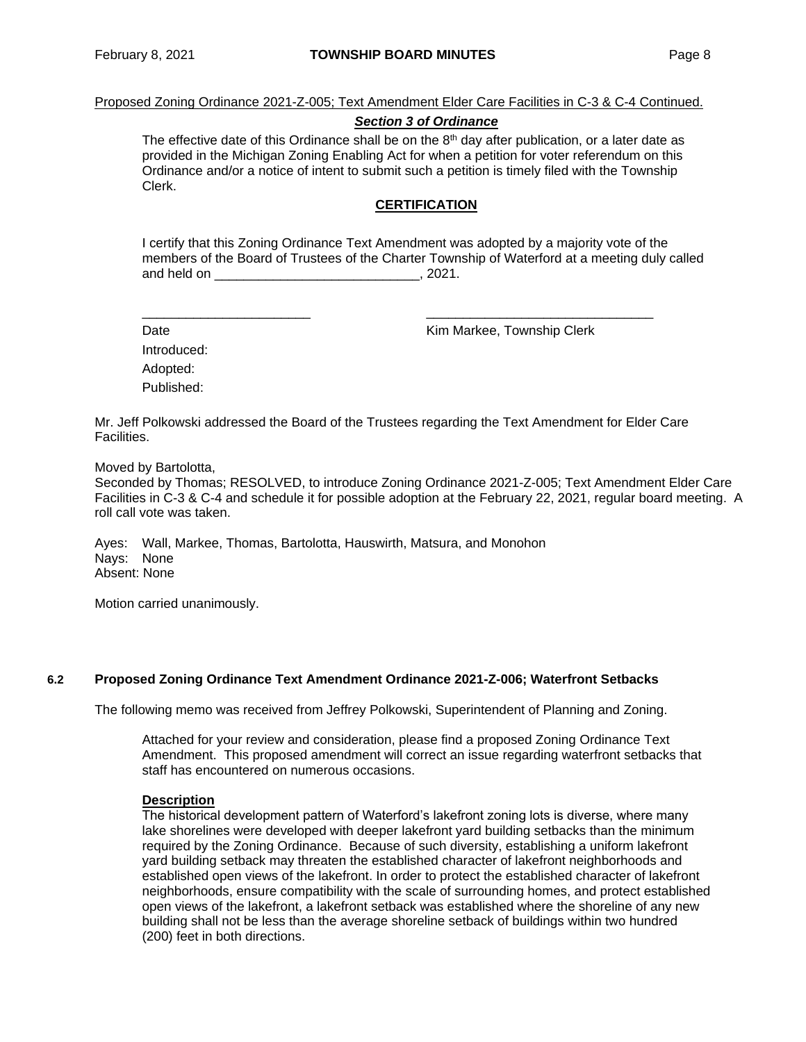Proposed Zoning Ordinance 2021-Z-005; Text Amendment Elder Care Facilities in C-3 & C-4 Continued.

***Section 3 of Ordinance***

The effective date of this Ordinance shall be on the 8th day after publication, or a later date as provided in the Michigan Zoning Enabling Act for when a petition for voter referendum on this Ordinance and/or a notice of intent to submit such a petition is timely filed with the Township Clerk.

**CERTIFICATION**

I certify that this Zoning Ordinance Text Amendment was adopted by a majority vote of the members of the Board of Trustees of the Charter Township of Waterford at a meeting duly called and held on ____________________________, 2021.

_______________________ ______________________________

Date Kim Markee, Township Clerk

Introduced:

Adopted:

Published:

Mr. Jeff Polkowski addressed the Board of the Trustees regarding the Text Amendment for Elder Care Facilities.

Moved by Bartolotta,
Seconded by Thomas; RESOLVED, to introduce Zoning Ordinance 2021-Z-005; Text Amendment Elder Care Facilities in C-3 & C-4 and schedule it for possible adoption at the February 22, 2021, regular board meeting. A roll call vote was taken.

Ayes: Wall, Markee, Thomas, Bartolotta, Hauswirth, Matsura, and Monohon
Nays: None
Absent: None

Motion carried unanimously.

### 6.2 Proposed Zoning Ordinance Text Amendment Ordinance 2021-Z-006; Waterfront Setbacks

The following memo was received from Jeffrey Polkowski, Superintendent of Planning and Zoning.

Attached for your review and consideration, please find a proposed Zoning Ordinance Text Amendment. This proposed amendment will correct an issue regarding waterfront setbacks that staff has encountered on numerous occasions.

**Description**

The historical development pattern of Waterford's lakefront zoning lots is diverse, where many lake shorelines were developed with deeper lakefront yard building setbacks than the minimum required by the Zoning Ordinance. Because of such diversity, establishing a uniform lakefront yard building setback may threaten the established character of lakefront neighborhoods and established open views of the lakefront. In order to protect the established character of lakefront neighborhoods, ensure compatibility with the scale of surrounding homes, and protect established open views of the lakefront, a lakefront setback was established where the shoreline of any new building shall not be less than the average shoreline setback of buildings within two hundred (200) feet in both directions.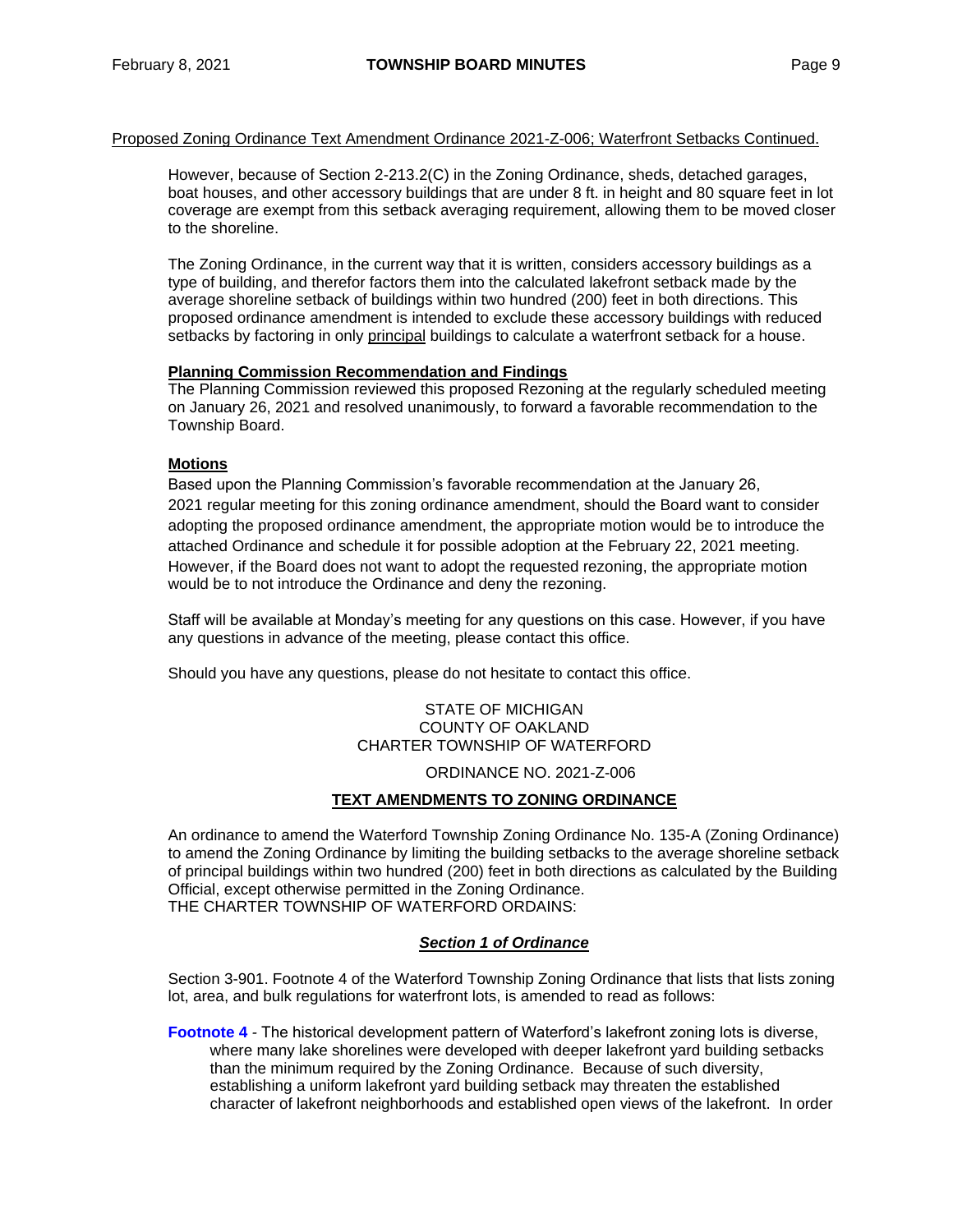Proposed Zoning Ordinance Text Amendment Ordinance 2021-Z-006; Waterfront Setbacks Continued.

However, because of Section 2-213.2(C) in the Zoning Ordinance, sheds, detached garages, boat houses, and other accessory buildings that are under 8 ft. in height and 80 square feet in lot coverage are exempt from this setback averaging requirement, allowing them to be moved closer to the shoreline.

The Zoning Ordinance, in the current way that it is written, considers accessory buildings as a type of building, and therefor factors them into the calculated lakefront setback made by the average shoreline setback of buildings within two hundred (200) feet in both directions. This proposed ordinance amendment is intended to exclude these accessory buildings with reduced setbacks by factoring in only principal buildings to calculate a waterfront setback for a house.

**Planning Commission Recommendation and Findings**

The Planning Commission reviewed this proposed Rezoning at the regularly scheduled meeting on January 26, 2021 and resolved unanimously, to forward a favorable recommendation to the Township Board.

**Motions**

Based upon the Planning Commission's favorable recommendation at the January 26, 2021 regular meeting for this zoning ordinance amendment, should the Board want to consider adopting the proposed ordinance amendment, the appropriate motion would be to introduce the attached Ordinance and schedule it for possible adoption at the February 22, 2021 meeting. However, if the Board does not want to adopt the requested rezoning, the appropriate motion would be to not introduce the Ordinance and deny the rezoning.

Staff will be available at Monday's meeting for any questions on this case. However, if you have any questions in advance of the meeting, please contact this office.

Should you have any questions, please do not hesitate to contact this office.

STATE OF MICHIGAN
COUNTY OF OAKLAND
CHARTER TOWNSHIP OF WATERFORD

ORDINANCE NO. 2021-Z-006

**TEXT AMENDMENTS TO ZONING ORDINANCE**

An ordinance to amend the Waterford Township Zoning Ordinance No. 135-A (Zoning Ordinance) to amend the Zoning Ordinance by limiting the building setbacks to the average shoreline setback of principal buildings within two hundred (200) feet in both directions as calculated by the Building Official, except otherwise permitted in the Zoning Ordinance.
THE CHARTER TOWNSHIP OF WATERFORD ORDAINS:

***Section 1 of Ordinance***

Section 3-901. Footnote 4 of the Waterford Township Zoning Ordinance that lists that lists zoning lot, area, and bulk regulations for waterfront lots, is amended to read as follows:

**Footnote 4** - The historical development pattern of Waterford's lakefront zoning lots is diverse, where many lake shorelines were developed with deeper lakefront yard building setbacks than the minimum required by the Zoning Ordinance. Because of such diversity, establishing a uniform lakefront yard building setback may threaten the established character of lakefront neighborhoods and established open views of the lakefront. In order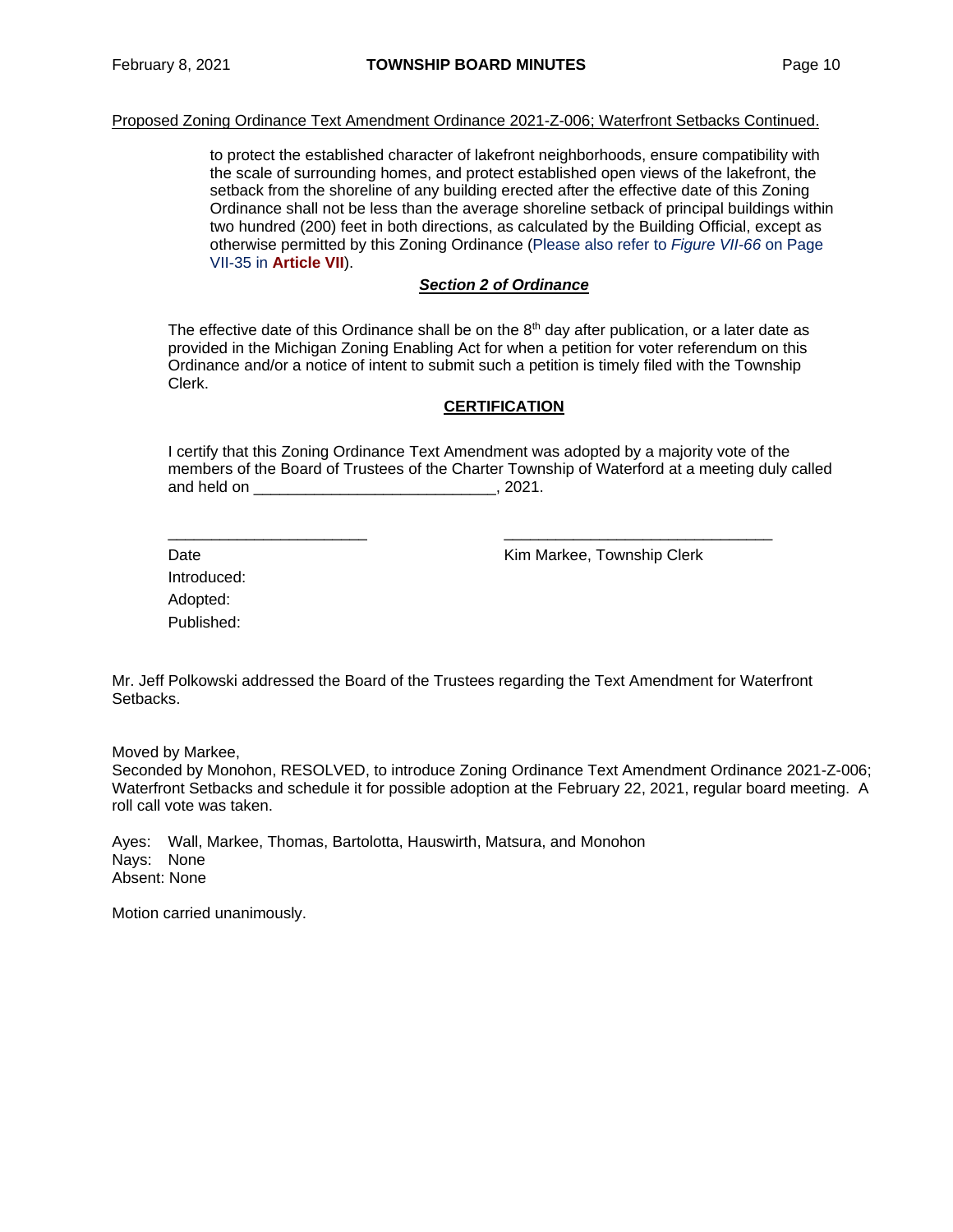Proposed Zoning Ordinance Text Amendment Ordinance 2021-Z-006; Waterfront Setbacks Continued.

to protect the established character of lakefront neighborhoods, ensure compatibility with the scale of surrounding homes, and protect established open views of the lakefront, the setback from the shoreline of any building erected after the effective date of this Zoning Ordinance shall not be less than the average shoreline setback of principal buildings within two hundred (200) feet in both directions, as calculated by the Building Official, except as otherwise permitted by this Zoning Ordinance (Please also refer to *Figure VII-66* on Page VII-35 in **Article VII**).

***Section 2 of Ordinance***

The effective date of this Ordinance shall be on the 8th day after publication, or a later date as provided in the Michigan Zoning Enabling Act for when a petition for voter referendum on this Ordinance and/or a notice of intent to submit such a petition is timely filed with the Township Clerk.

**CERTIFICATION**

I certify that this Zoning Ordinance Text Amendment was adopted by a majority vote of the members of the Board of Trustees of the Charter Township of Waterford at a meeting duly called and held on ____________________________, 2021.

_______________________ _______________________________

Date Kim Markee, Township Clerk

Introduced:

Adopted:

Published:

Mr. Jeff Polkowski addressed the Board of the Trustees regarding the Text Amendment for Waterfront Setbacks.

Moved by Markee,
Seconded by Monohon, RESOLVED, to introduce Zoning Ordinance Text Amendment Ordinance 2021-Z-006; Waterfront Setbacks and schedule it for possible adoption at the February 22, 2021, regular board meeting. A roll call vote was taken.

Ayes: Wall, Markee, Thomas, Bartolotta, Hauswirth, Matsura, and Monohon
Nays: None
Absent: None

Motion carried unanimously.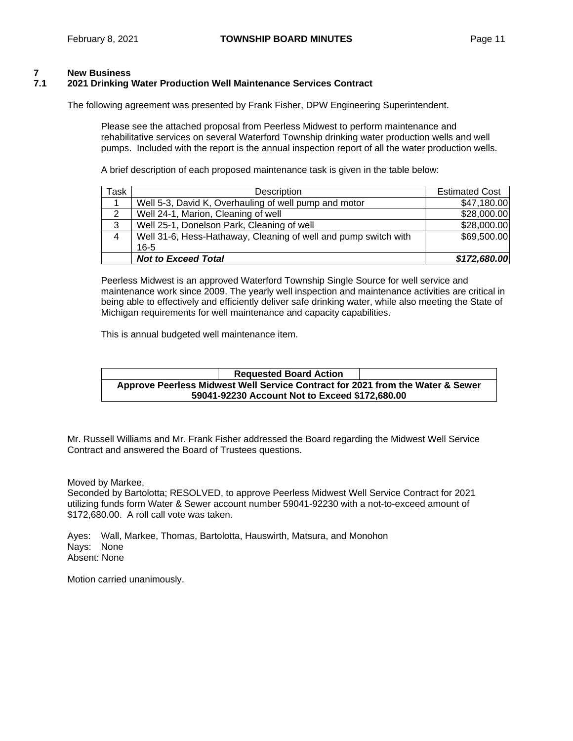## 7 New Business

### 7.1 2021 Drinking Water Production Well Maintenance Services Contract

The following agreement was presented by Frank Fisher, DPW Engineering Superintendent.

> Please see the attached proposal from Peerless Midwest to perform maintenance and rehabilitative services on several Waterford Township drinking water production wells and well pumps. Included with the report is the annual inspection report of all the water production wells.
>
> A brief description of each proposed maintenance task is given in the table below:

| Task | Description | Estimated Cost |
|---|---|---|
| 1 | Well 5-3, David K, Overhauling of well pump and motor | $47,180.00 |
| 2 | Well 24-1, Marion, Cleaning of well | $28,000.00 |
| 3 | Well 25-1, Donelson Park, Cleaning of well | $28,000.00 |
| 4 | Well 31-6, Hess-Hathaway, Cleaning of well and pump switch with 16-5 | $69,500.00 |
| | ***Not to Exceed Total*** | ***$172,680.00*** |

> Peerless Midwest is an approved Waterford Township Single Source for well service and maintenance work since 2009. The yearly well inspection and maintenance activities are critical in being able to effectively and efficiently deliver safe drinking water, while also meeting the State of Michigan requirements for well maintenance and capacity capabilities.
>
> This is annual budgeted well maintenance item.

| | Requested Board Action | |
|---|---|---|
| **Approve Peerless Midwest Well Service Contract for 2021 from the Water & Sewer 59041-92230 Account Not to Exceed $172,680.00** | | |

Mr. Russell Williams and Mr. Frank Fisher addressed the Board regarding the Midwest Well Service Contract and answered the Board of Trustees questions.

Moved by Markee,
Seconded by Bartolotta; RESOLVED, to approve Peerless Midwest Well Service Contract for 2021 utilizing funds form Water & Sewer account number 59041-92230 with a not-to-exceed amount of $172,680.00. A roll call vote was taken.

Ayes: Wall, Markee, Thomas, Bartolotta, Hauswirth, Matsura, and Monohon
Nays: None
Absent: None

Motion carried unanimously.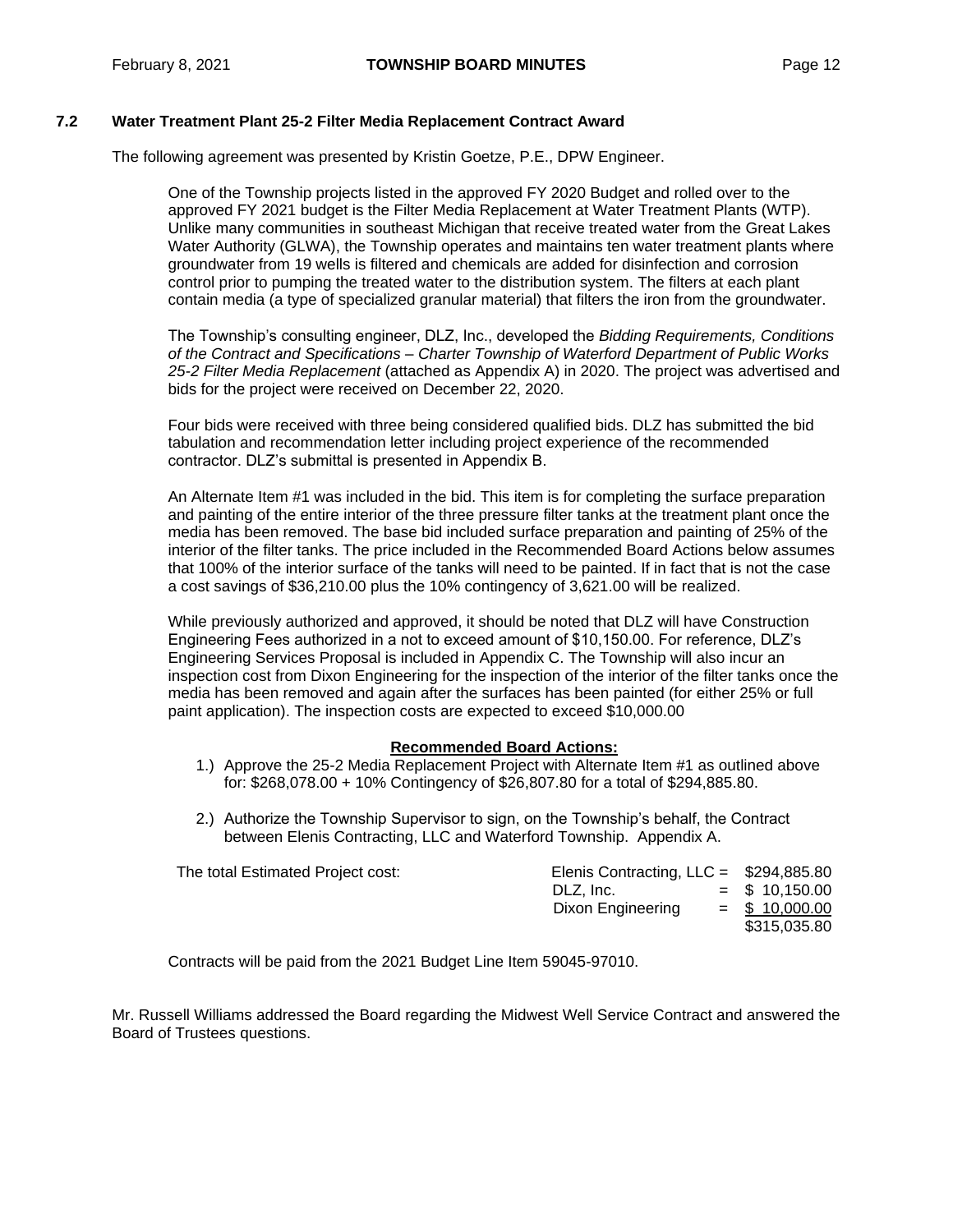### 7.2 Water Treatment Plant 25-2 Filter Media Replacement Contract Award

The following agreement was presented by Kristin Goetze, P.E., DPW Engineer.

One of the Township projects listed in the approved FY 2020 Budget and rolled over to the approved FY 2021 budget is the Filter Media Replacement at Water Treatment Plants (WTP). Unlike many communities in southeast Michigan that receive treated water from the Great Lakes Water Authority (GLWA), the Township operates and maintains ten water treatment plants where groundwater from 19 wells is filtered and chemicals are added for disinfection and corrosion control prior to pumping the treated water to the distribution system. The filters at each plant contain media (a type of specialized granular material) that filters the iron from the groundwater.

The Township's consulting engineer, DLZ, Inc., developed the *Bidding Requirements, Conditions of the Contract and Specifications – Charter Township of Waterford Department of Public Works 25-2 Filter Media Replacement* (attached as Appendix A) in 2020. The project was advertised and bids for the project were received on December 22, 2020.

Four bids were received with three being considered qualified bids. DLZ has submitted the bid tabulation and recommendation letter including project experience of the recommended contractor. DLZ's submittal is presented in Appendix B.

An Alternate Item #1 was included in the bid. This item is for completing the surface preparation and painting of the entire interior of the three pressure filter tanks at the treatment plant once the media has been removed. The base bid included surface preparation and painting of 25% of the interior of the filter tanks. The price included in the Recommended Board Actions below assumes that 100% of the interior surface of the tanks will need to be painted. If in fact that is not the case a cost savings of $36,210.00 plus the 10% contingency of 3,621.00 will be realized.

While previously authorized and approved, it should be noted that DLZ will have Construction Engineering Fees authorized in a not to exceed amount of $10,150.00. For reference, DLZ's Engineering Services Proposal is included in Appendix C. The Township will also incur an inspection cost from Dixon Engineering for the inspection of the interior of the filter tanks once the media has been removed and again after the surfaces has been painted (for either 25% or full paint application). The inspection costs are expected to exceed $10,000.00

**Recommended Board Actions:**

1.) Approve the 25-2 Media Replacement Project with Alternate Item #1 as outlined above for: $268,078.00 + 10% Contingency of $26,807.80 for a total of $294,885.80.

2.) Authorize the Township Supervisor to sign, on the Township's behalf, the Contract between Elenis Contracting, LLC and Waterford Township. Appendix A.

| The total Estimated Project cost: | | | |
|---|---|---|---|
| | Elenis Contracting, LLC | = | $294,885.80 |
| | DLZ, Inc. | = | $ 10,150.00 |
| | Dixon Engineering | = | $ 10,000.00 |
| | | | $315,035.80 |

Contracts will be paid from the 2021 Budget Line Item 59045-97010.

Mr. Russell Williams addressed the Board regarding the Midwest Well Service Contract and answered the Board of Trustees questions.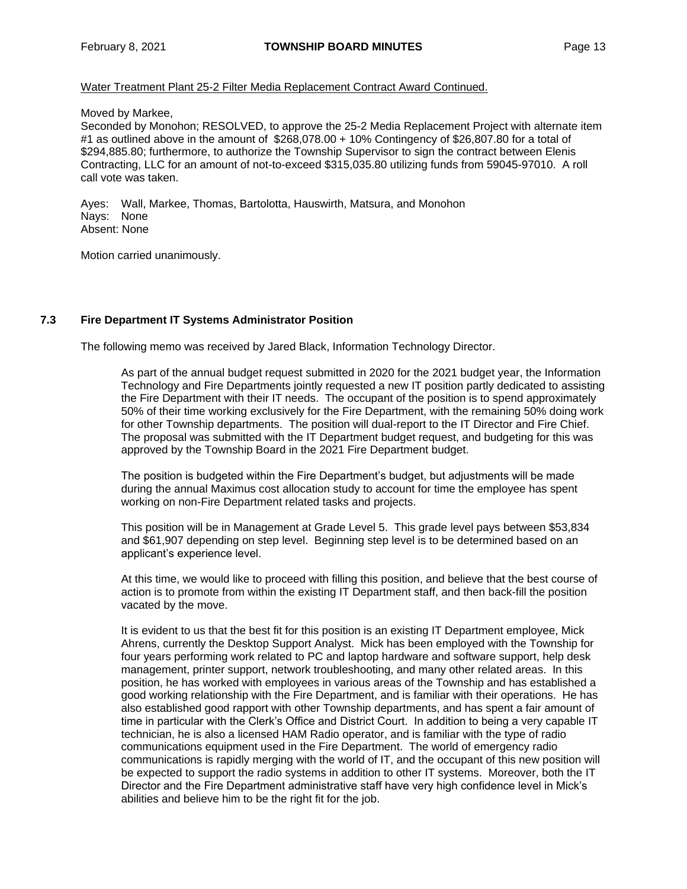Water Treatment Plant 25-2 Filter Media Replacement Contract Award Continued.

Moved by Markee,
Seconded by Monohon; RESOLVED, to approve the 25-2 Media Replacement Project with alternate item #1 as outlined above in the amount of $268,078.00 + 10% Contingency of $26,807.80 for a total of $294,885.80; furthermore, to authorize the Township Supervisor to sign the contract between Elenis Contracting, LLC for an amount of not-to-exceed $315,035.80 utilizing funds from 59045-97010. A roll call vote was taken.

Ayes: Wall, Markee, Thomas, Bartolotta, Hauswirth, Matsura, and Monohon
Nays: None
Absent: None

Motion carried unanimously.

### 7.3 Fire Department IT Systems Administrator Position

The following memo was received by Jared Black, Information Technology Director.

> As part of the annual budget request submitted in 2020 for the 2021 budget year, the Information Technology and Fire Departments jointly requested a new IT position partly dedicated to assisting the Fire Department with their IT needs. The occupant of the position is to spend approximately 50% of their time working exclusively for the Fire Department, with the remaining 50% doing work for other Township departments. The position will dual-report to the IT Director and Fire Chief. The proposal was submitted with the IT Department budget request, and budgeting for this was approved by the Township Board in the 2021 Fire Department budget.
>
> The position is budgeted within the Fire Department's budget, but adjustments will be made during the annual Maximus cost allocation study to account for time the employee has spent working on non-Fire Department related tasks and projects.
>
> This position will be in Management at Grade Level 5. This grade level pays between $53,834 and $61,907 depending on step level. Beginning step level is to be determined based on an applicant's experience level.
>
> At this time, we would like to proceed with filling this position, and believe that the best course of action is to promote from within the existing IT Department staff, and then back-fill the position vacated by the move.
>
> It is evident to us that the best fit for this position is an existing IT Department employee, Mick Ahrens, currently the Desktop Support Analyst. Mick has been employed with the Township for four years performing work related to PC and laptop hardware and software support, help desk management, printer support, network troubleshooting, and many other related areas. In this position, he has worked with employees in various areas of the Township and has established a good working relationship with the Fire Department, and is familiar with their operations. He has also established good rapport with other Township departments, and has spent a fair amount of time in particular with the Clerk's Office and District Court. In addition to being a very capable IT technician, he is also a licensed HAM Radio operator, and is familiar with the type of radio communications equipment used in the Fire Department. The world of emergency radio communications is rapidly merging with the world of IT, and the occupant of this new position will be expected to support the radio systems in addition to other IT systems. Moreover, both the IT Director and the Fire Department administrative staff have very high confidence level in Mick's abilities and believe him to be the right fit for the job.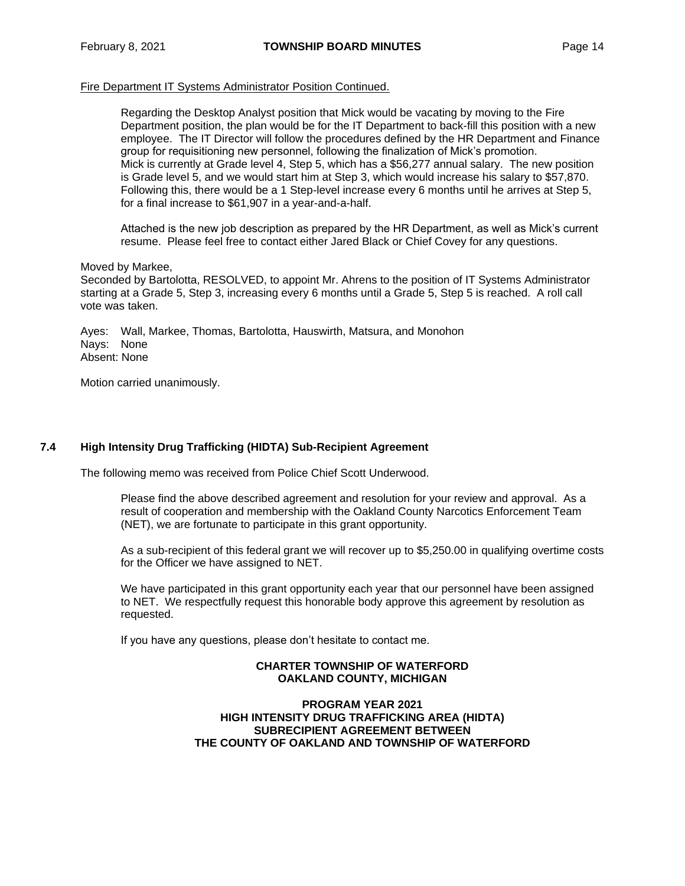Fire Department IT Systems Administrator Position Continued.

> Regarding the Desktop Analyst position that Mick would be vacating by moving to the Fire Department position, the plan would be for the IT Department to back-fill this position with a new employee. The IT Director will follow the procedures defined by the HR Department and Finance group for requisitioning new personnel, following the finalization of Mick's promotion. Mick is currently at Grade level 4, Step 5, which has a $56,277 annual salary. The new position is Grade level 5, and we would start him at Step 3, which would increase his salary to $57,870. Following this, there would be a 1 Step-level increase every 6 months until he arrives at Step 5, for a final increase to $61,907 in a year-and-a-half.
>
> Attached is the new job description as prepared by the HR Department, as well as Mick's current resume. Please feel free to contact either Jared Black or Chief Covey for any questions.

Moved by Markee,
Seconded by Bartolotta, RESOLVED, to appoint Mr. Ahrens to the position of IT Systems Administrator starting at a Grade 5, Step 3, increasing every 6 months until a Grade 5, Step 5 is reached. A roll call vote was taken.

Ayes: Wall, Markee, Thomas, Bartolotta, Hauswirth, Matsura, and Monohon
Nays: None
Absent: None

Motion carried unanimously.

## 7.4 High Intensity Drug Trafficking (HIDTA) Sub-Recipient Agreement

The following memo was received from Police Chief Scott Underwood.

> Please find the above described agreement and resolution for your review and approval. As a result of cooperation and membership with the Oakland County Narcotics Enforcement Team (NET), we are fortunate to participate in this grant opportunity.
>
> As a sub-recipient of this federal grant we will recover up to $5,250.00 in qualifying overtime costs for the Officer we have assigned to NET.
>
> We have participated in this grant opportunity each year that our personnel have been assigned to NET. We respectfully request this honorable body approve this agreement by resolution as requested.
>
> If you have any questions, please don't hesitate to contact me.

**CHARTER TOWNSHIP OF WATERFORD**
**OAKLAND COUNTY, MICHIGAN**

**PROGRAM YEAR 2021**
**HIGH INTENSITY DRUG TRAFFICKING AREA (HIDTA)**
**SUBRECIPIENT AGREEMENT BETWEEN**
**THE COUNTY OF OAKLAND AND TOWNSHIP OF WATERFORD**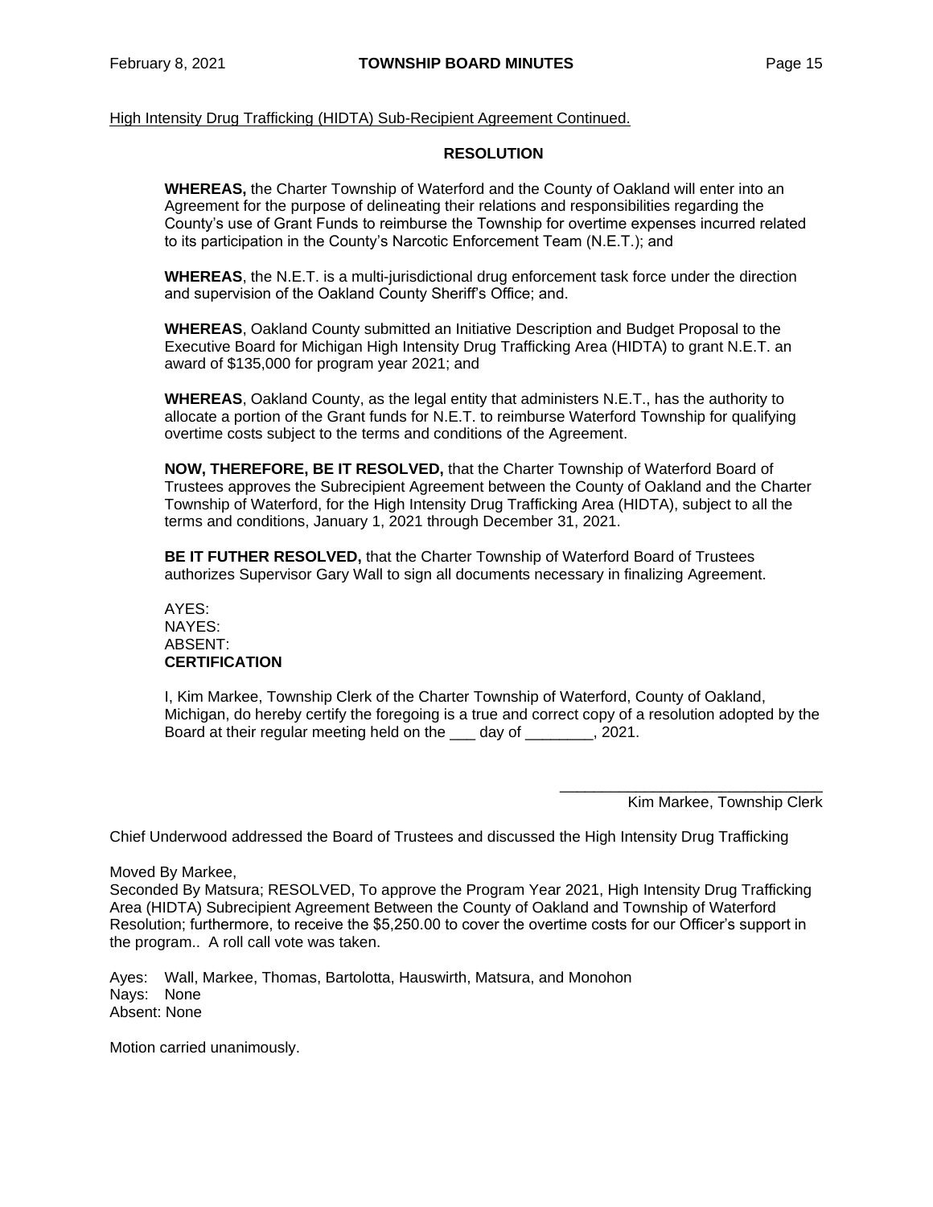High Intensity Drug Trafficking (HIDTA) Sub-Recipient Agreement Continued.

**RESOLUTION**

**WHEREAS,** the Charter Township of Waterford and the County of Oakland will enter into an Agreement for the purpose of delineating their relations and responsibilities regarding the County's use of Grant Funds to reimburse the Township for overtime expenses incurred related to its participation in the County's Narcotic Enforcement Team (N.E.T.); and

**WHEREAS**, the N.E.T. is a multi-jurisdictional drug enforcement task force under the direction and supervision of the Oakland County Sheriff's Office; and.

**WHEREAS**, Oakland County submitted an Initiative Description and Budget Proposal to the Executive Board for Michigan High Intensity Drug Trafficking Area (HIDTA) to grant N.E.T. an award of $135,000 for program year 2021; and

**WHEREAS**, Oakland County, as the legal entity that administers N.E.T., has the authority to allocate a portion of the Grant funds for N.E.T. to reimburse Waterford Township for qualifying overtime costs subject to the terms and conditions of the Agreement.

**NOW, THEREFORE, BE IT RESOLVED,** that the Charter Township of Waterford Board of Trustees approves the Subrecipient Agreement between the County of Oakland and the Charter Township of Waterford, for the High Intensity Drug Trafficking Area (HIDTA), subject to all the terms and conditions, January 1, 2021 through December 31, 2021.

**BE IT FUTHER RESOLVED,** that the Charter Township of Waterford Board of Trustees authorizes Supervisor Gary Wall to sign all documents necessary in finalizing Agreement.

AYES:
NAYES:
ABSENT:
**CERTIFICATION**

I, Kim Markee, Township Clerk of the Charter Township of Waterford, County of Oakland, Michigan, do hereby certify the foregoing is a true and correct copy of a resolution adopted by the Board at their regular meeting held on the ___ day of ________, 2021.

_______________________________
Kim Markee, Township Clerk

Chief Underwood addressed the Board of Trustees and discussed the High Intensity Drug Trafficking

Moved By Markee,
Seconded By Matsura; RESOLVED, To approve the Program Year 2021, High Intensity Drug Trafficking Area (HIDTA) Subrecipient Agreement Between the County of Oakland and Township of Waterford Resolution; furthermore, to receive the $5,250.00 to cover the overtime costs for our Officer's support in the program.. A roll call vote was taken.

Ayes: Wall, Markee, Thomas, Bartolotta, Hauswirth, Matsura, and Monohon
Nays: None
Absent: None

Motion carried unanimously.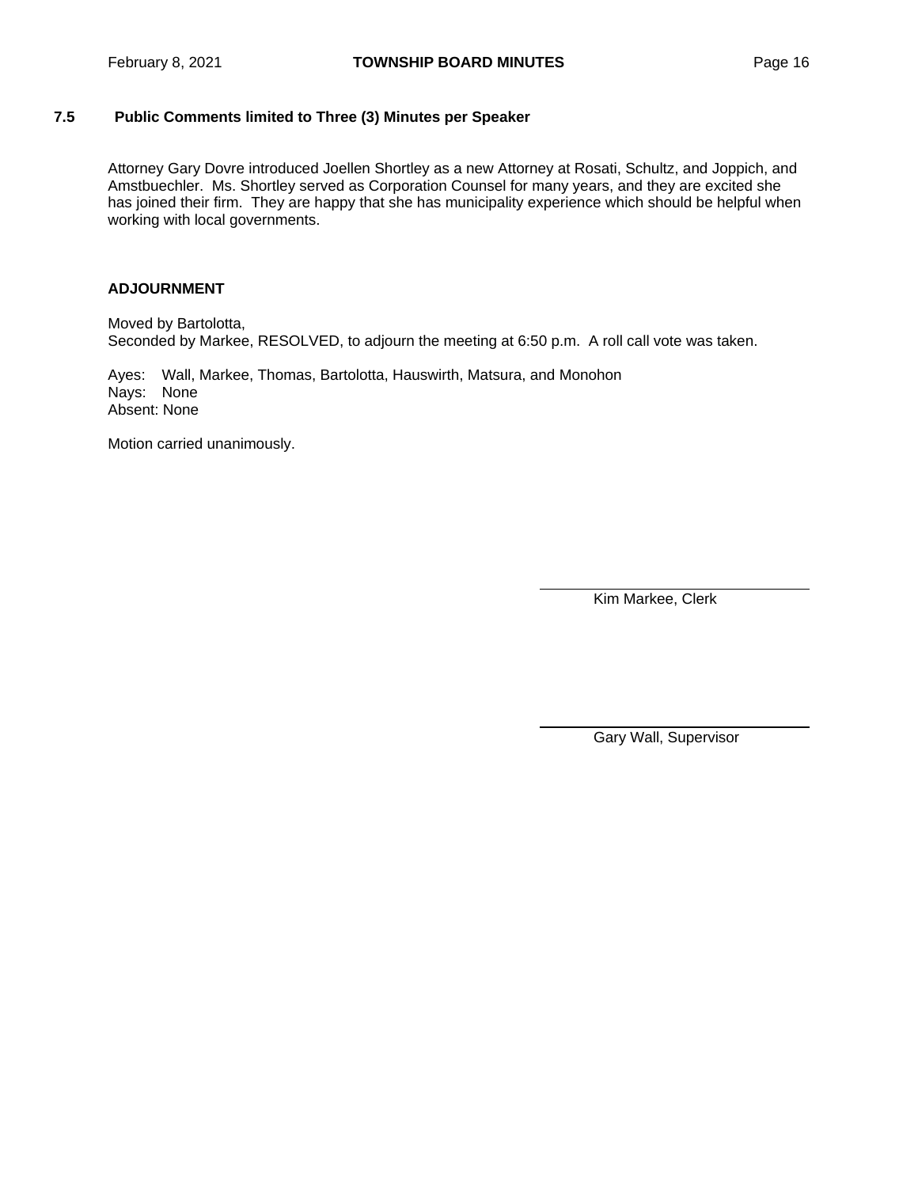### 7.5 Public Comments limited to Three (3) Minutes per Speaker

Attorney Gary Dovre introduced Joellen Shortley as a new Attorney at Rosati, Schultz, and Joppich, and Amstbuechler. Ms. Shortley served as Corporation Counsel for many years, and they are excited she has joined their firm. They are happy that she has municipality experience which should be helpful when working with local governments.

### ADJOURNMENT

Moved by Bartolotta,
Seconded by Markee, RESOLVED, to adjourn the meeting at 6:50 p.m. A roll call vote was taken.

Ayes: Wall, Markee, Thomas, Bartolotta, Hauswirth, Matsura, and Monohon
Nays: None
Absent: None

Motion carried unanimously.

\_\_\_\_\_\_\_\_\_\_\_\_\_\_\_\_\_\_\_\_\_\_\_\_\_\_\_\_\_\_
Kim Markee, Clerk

\_\_\_\_\_\_\_\_\_\_\_\_\_\_\_\_\_\_\_\_\_\_\_\_\_\_\_\_\_\_
Gary Wall, Supervisor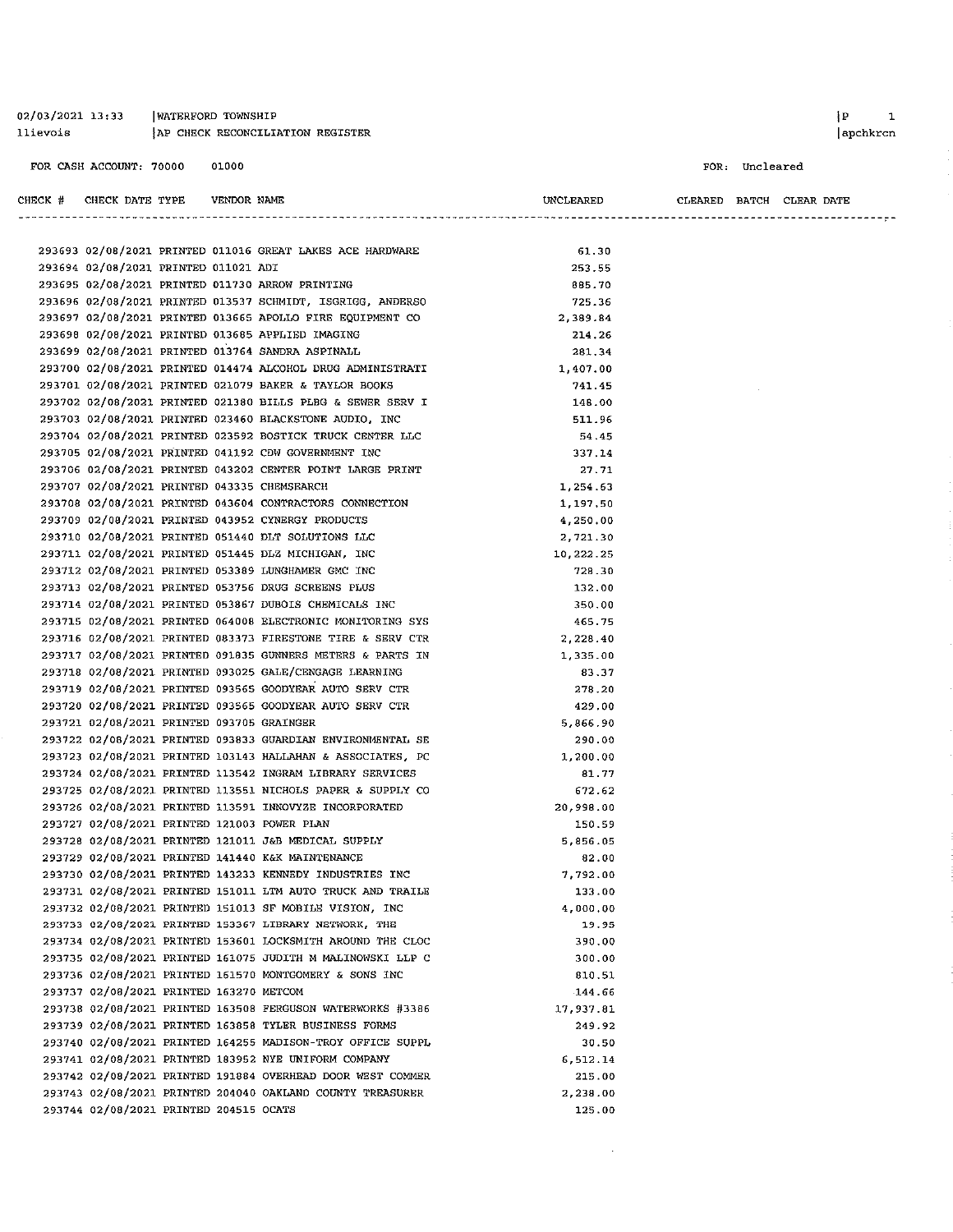02/03/2021 13:33 | WATERFORD TOWNSHIP
llievois | AP CHECK RECONCILIATION REGISTER

FOR CASH ACCOUNT: 70000 01000

FOR: Uncleared

| CHECK # | CHECK DATE | TYPE | VENDOR | NAME | UNCLEARED | CLEARED | BATCH | CLEAR DATE |
|---|---|---|---|---|---|---|---|---|
| 293693 | 02/08/2021 | PRINTED | 011016 | GREAT LAKES ACE HARDWARE | 61.30 | | | |
| 293694 | 02/08/2021 | PRINTED | 011021 | ADI | 253.55 | | | |
| 293695 | 02/08/2021 | PRINTED | 011730 | ARROW PRINTING | 885.70 | | | |
| 293696 | 02/08/2021 | PRINTED | 013537 | SCHMIDT, ISGRIGG, ANDERSO | 725.36 | | | |
| 293697 | 02/08/2021 | PRINTED | 013665 | APOLLO FIRE EQUIPMENT CO | 2,389.84 | | | |
| 293698 | 02/08/2021 | PRINTED | 013685 | APPLIED IMAGING | 214.26 | | | |
| 293699 | 02/08/2021 | PRINTED | 013764 | SANDRA ASPINALL | 281.34 | | | |
| 293700 | 02/08/2021 | PRINTED | 014474 | ALCOHOL DRUG ADMINISTRATI | 1,407.00 | | | |
| 293701 | 02/08/2021 | PRINTED | 021079 | BAKER & TAYLOR BOOKS | 741.45 | | | |
| 293702 | 02/08/2021 | PRINTED | 021380 | BILLS PLBG & SEWER SERV I | 148.00 | | | |
| 293703 | 02/08/2021 | PRINTED | 023460 | BLACKSTONE AUDIO, INC | 511.96 | | | |
| 293704 | 02/08/2021 | PRINTED | 023592 | BOSTICK TRUCK CENTER LLC | 54.45 | | | |
| 293705 | 02/08/2021 | PRINTED | 041192 | CDW GOVERNMENT INC | 337.14 | | | |
| 293706 | 02/08/2021 | PRINTED | 043202 | CENTER POINT LARGE PRINT | 27.71 | | | |
| 293707 | 02/08/2021 | PRINTED | 043335 | CHEMSEARCH | 1,254.63 | | | |
| 293708 | 02/08/2021 | PRINTED | 043604 | CONTRACTORS CONNECTION | 1,197.50 | | | |
| 293709 | 02/08/2021 | PRINTED | 043952 | CYNERGY PRODUCTS | 4,250.00 | | | |
| 293710 | 02/08/2021 | PRINTED | 051440 | DLT SOLUTIONS LLC | 2,721.30 | | | |
| 293711 | 02/08/2021 | PRINTED | 051445 | DLZ MICHIGAN, INC | 10,222.25 | | | |
| 293712 | 02/08/2021 | PRINTED | 053389 | LUNGHAMER GMC INC | 728.30 | | | |
| 293713 | 02/08/2021 | PRINTED | 053756 | DRUG SCREENS PLUS | 132.00 | | | |
| 293714 | 02/08/2021 | PRINTED | 053867 | DUBOIS CHEMICALS INC | 350.00 | | | |
| 293715 | 02/08/2021 | PRINTED | 064008 | ELECTRONIC MONITORING SYS | 465.75 | | | |
| 293716 | 02/08/2021 | PRINTED | 083373 | FIRESTONE TIRE & SERV CTR | 2,228.40 | | | |
| 293717 | 02/08/2021 | PRINTED | 091835 | GUNNERS METERS & PARTS IN | 1,335.00 | | | |
| 293718 | 02/08/2021 | PRINTED | 093025 | GALE/CENGAGE LEARNING | 83.37 | | | |
| 293719 | 02/08/2021 | PRINTED | 093565 | GOODYEAR AUTO SERV CTR | 278.20 | | | |
| 293720 | 02/08/2021 | PRINTED | 093565 | GOODYEAR AUTO SERV CTR | 429.00 | | | |
| 293721 | 02/08/2021 | PRINTED | 093705 | GRAINGER | 5,866.90 | | | |
| 293722 | 02/08/2021 | PRINTED | 093833 | GUARDIAN ENVIRONMENTAL SE | 290.00 | | | |
| 293723 | 02/08/2021 | PRINTED | 103143 | HALLAHAN & ASSOCIATES, PC | 1,200.00 | | | |
| 293724 | 02/08/2021 | PRINTED | 113542 | INGRAM LIBRARY SERVICES | 81.77 | | | |
| 293725 | 02/08/2021 | PRINTED | 113551 | NICHOLS PAPER & SUPPLY CO | 672.62 | | | |
| 293726 | 02/08/2021 | PRINTED | 113591 | INNOVYZE INCORPORATED | 20,998.00 | | | |
| 293727 | 02/08/2021 | PRINTED | 121003 | POWER PLAN | 150.59 | | | |
| 293728 | 02/08/2021 | PRINTED | 121011 | J&B MEDICAL SUPPLY | 5,856.05 | | | |
| 293729 | 02/08/2021 | PRINTED | 141440 | K&K MAINTENANCE | 82.00 | | | |
| 293730 | 02/08/2021 | PRINTED | 143233 | KENNEDY INDUSTRIES INC | 7,792.00 | | | |
| 293731 | 02/08/2021 | PRINTED | 151011 | LTM AUTO TRUCK AND TRAILE | 133.00 | | | |
| 293732 | 02/08/2021 | PRINTED | 151013 | SF MOBILE VISION, INC | 4,000.00 | | | |
| 293733 | 02/08/2021 | PRINTED | 153367 | LIBRARY NETWORK, THE | 19.95 | | | |
| 293734 | 02/08/2021 | PRINTED | 153601 | LOCKSMITH AROUND THE CLOC | 390.00 | | | |
| 293735 | 02/08/2021 | PRINTED | 161075 | JUDITH M MALINOWSKI LLP C | 300.00 | | | |
| 293736 | 02/08/2021 | PRINTED | 161570 | MONTGOMERY & SONS INC | 810.51 | | | |
| 293737 | 02/08/2021 | PRINTED | 163270 | METCOM | 144.66 | | | |
| 293738 | 02/08/2021 | PRINTED | 163508 | FERGUSON WATERWORKS #3386 | 17,937.81 | | | |
| 293739 | 02/08/2021 | PRINTED | 163858 | TYLER BUSINESS FORMS | 249.92 | | | |
| 293740 | 02/08/2021 | PRINTED | 164255 | MADISON-TROY OFFICE SUPPL | 30.50 | | | |
| 293741 | 02/08/2021 | PRINTED | 183952 | NYE UNIFORM COMPANY | 6,512.14 | | | |
| 293742 | 02/08/2021 | PRINTED | 191884 | OVERHEAD DOOR WEST COMMER | 215.00 | | | |
| 293743 | 02/08/2021 | PRINTED | 204040 | OAKLAND COUNTY TREASURER | 2,238.00 | | | |
| 293744 | 02/08/2021 | PRINTED | 204515 | OCATS | 125.00 | | | |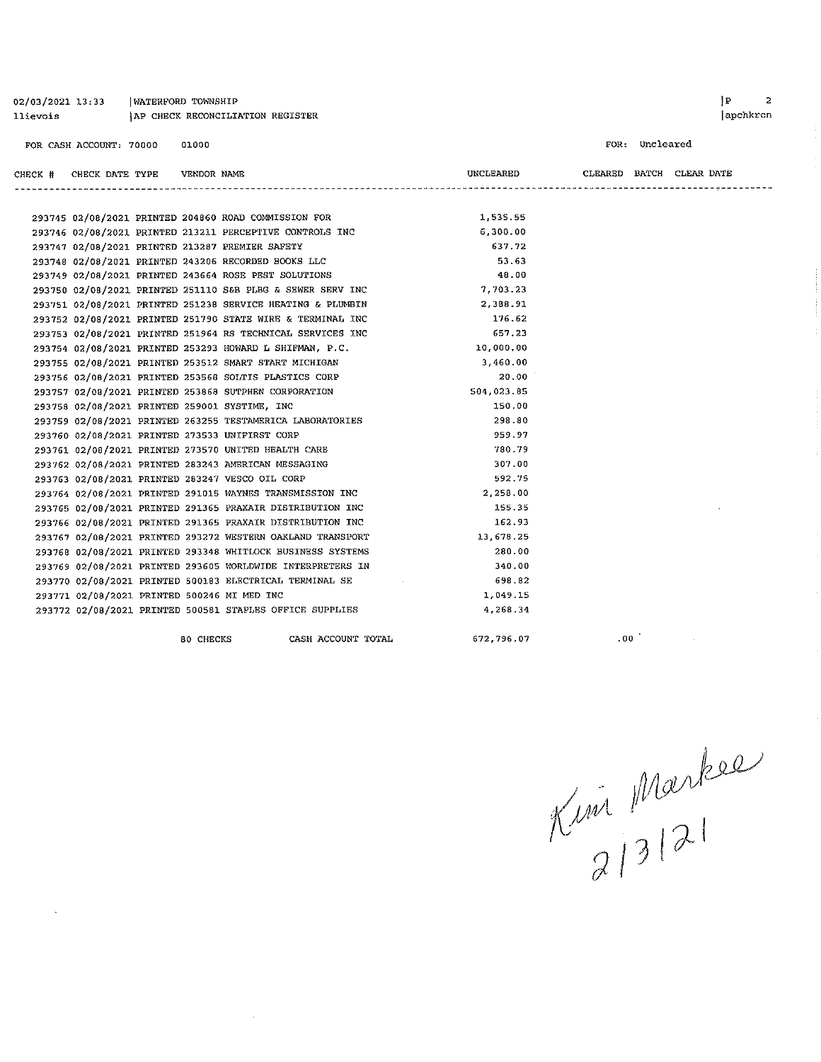02/03/2021 13:33 | WATERFORD TOWNSHIP
llievois | AP CHECK RECONCILIATION REGISTER

FOR CASH ACCOUNT: 70000 01000

FOR: Uncleared

| CHECK # | CHECK DATE | TYPE | VENDOR NAME | UNCLEARED | CLEARED | BATCH | CLEAR DATE |
|---|---|---|---|---|---|---|---|
| 293745 | 02/08/2021 | PRINTED | 204860 ROAD COMMISSION FOR | 1,535.55 | | | |
| 293746 | 02/08/2021 | PRINTED | 213211 PERCEPTIVE CONTROLS INC | 6,300.00 | | | |
| 293747 | 02/08/2021 | PRINTED | 213287 PREMIER SAFETY | 637.72 | | | |
| 293748 | 02/08/2021 | PRINTED | 243206 RECORDED BOOKS LLC | 53.63 | | | |
| 293749 | 02/08/2021 | PRINTED | 243664 ROSE PEST SOLUTIONS | 48.00 | | | |
| 293750 | 02/08/2021 | PRINTED | 251110 S&B PLBG & SEWER SERV INC | 7,703.23 | | | |
| 293751 | 02/08/2021 | PRINTED | 251238 SERVICE HEATING & PLUMBIN | 2,388.91 | | | |
| 293752 | 02/08/2021 | PRINTED | 251790 STATE WIRE & TERMINAL INC | 176.62 | | | |
| 293753 | 02/08/2021 | PRINTED | 251964 RS TECHNICAL SERVICES INC | 657.23 | | | |
| 293754 | 02/08/2021 | PRINTED | 253293 HOWARD L SHIFMAN, P.C. | 10,000.00 | | | |
| 293755 | 02/08/2021 | PRINTED | 253512 SMART START MICHIGAN | 3,460.00 | | | |
| 293756 | 02/08/2021 | PRINTED | 253568 SOLTIS PLASTICS CORP | 20.00 | | | |
| 293757 | 02/08/2021 | PRINTED | 253868 SUTPHEN CORPORATION | 504,023.85 | | | |
| 293758 | 02/08/2021 | PRINTED | 259001 SYSTIME, INC | 150.00 | | | |
| 293759 | 02/08/2021 | PRINTED | 263255 TESTAMERICA LABORATORIES | 298.80 | | | |
| 293760 | 02/08/2021 | PRINTED | 273533 UNIFIRST CORP | 959.97 | | | |
| 293761 | 02/08/2021 | PRINTED | 273570 UNITED HEALTH CARE | 780.79 | | | |
| 293762 | 02/08/2021 | PRINTED | 283243 AMERICAN MESSAGING | 307.00 | | | |
| 293763 | 02/08/2021 | PRINTED | 283247 VESCO OIL CORP | 592.75 | | | |
| 293764 | 02/08/2021 | PRINTED | 291015 WAYNES TRANSMISSION INC | 2,258.00 | | | |
| 293765 | 02/08/2021 | PRINTED | 291365 PRAXAIR DISTRIBUTION INC | 155.35 | | | |
| 293766 | 02/08/2021 | PRINTED | 291365 PRAXAIR DISTRIBUTION INC | 162.93 | | | |
| 293767 | 02/08/2021 | PRINTED | 293272 WESTERN OAKLAND TRANSPORT | 13,678.25 | | | |
| 293768 | 02/08/2021 | PRINTED | 293348 WHITLOCK BUSINESS SYSTEMS | 280.00 | | | |
| 293769 | 02/08/2021 | PRINTED | 293605 WORLDWIDE INTERPRETERS IN | 340.00 | | | |
| 293770 | 02/08/2021 | PRINTED | 500183 ELECTRICAL TERMINAL SE | 698.82 | | | |
| 293771 | 02/08/2021 | PRINTED | 500246 MI MED INC | 1,049.15 | | | |
| 293772 | 02/08/2021 | PRINTED | 500581 STAPLES OFFICE SUPPLIES | 4,268.34 | | | |
| | | | 80 CHECKS CASH ACCOUNT TOTAL | 672,796.07 | .00 | | |

Kim Markee
2/3/21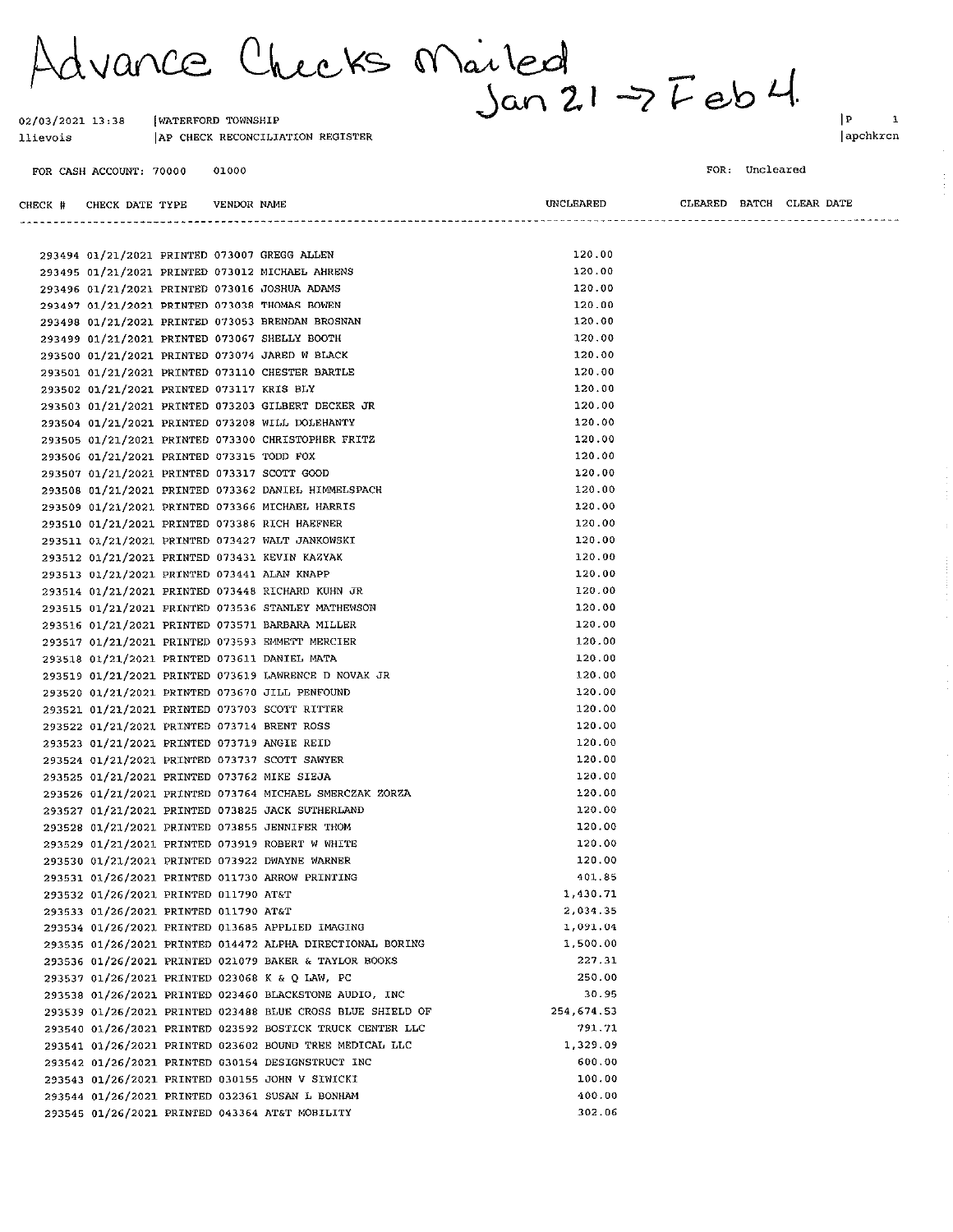# Advance Checks Mailed Jan 21 → Feb 4.

02/03/2021 13:38 | WATERFORD TOWNSHIP
llievois | AP CHECK RECONCILIATION REGISTER

apchkrcn

FOR CASH ACCOUNT: 70000 01000

FOR: Uncleared

| CHECK # | CHECK DATE | TYPE | VENDOR | NAME | UNCLEARED | CLEARED | BATCH | CLEAR DATE |
|---|---|---|---|---|---|---|---|---|
| 293494 | 01/21/2021 | PRINTED | 073007 | GREGG ALLEN | 120.00 | | | |
| 293495 | 01/21/2021 | PRINTED | 073012 | MICHAEL AHRENS | 120.00 | | | |
| 293496 | 01/21/2021 | PRINTED | 073016 | JOSHUA ADAMS | 120.00 | | | |
| 293497 | 01/21/2021 | PRINTED | 073038 | THOMAS BOWEN | 120.00 | | | |
| 293498 | 01/21/2021 | PRINTED | 073053 | BRENDAN BROSNAN | 120.00 | | | |
| 293499 | 01/21/2021 | PRINTED | 073067 | SHELLY BOOTH | 120.00 | | | |
| 293500 | 01/21/2021 | PRINTED | 073074 | JARED W BLACK | 120.00 | | | |
| 293501 | 01/21/2021 | PRINTED | 073110 | CHESTER BARTLE | 120.00 | | | |
| 293502 | 01/21/2021 | PRINTED | 073117 | KRIS BLY | 120.00 | | | |
| 293503 | 01/21/2021 | PRINTED | 073203 | GILBERT DECKER JR | 120.00 | | | |
| 293504 | 01/21/2021 | PRINTED | 073208 | WILL DOLEHANTY | 120.00 | | | |
| 293505 | 01/21/2021 | PRINTED | 073300 | CHRISTOPHER FRITZ | 120.00 | | | |
| 293506 | 01/21/2021 | PRINTED | 073315 | TODD FOX | 120.00 | | | |
| 293507 | 01/21/2021 | PRINTED | 073317 | SCOTT GOOD | 120.00 | | | |
| 293508 | 01/21/2021 | PRINTED | 073362 | DANIEL HIMMELSPACH | 120.00 | | | |
| 293509 | 01/21/2021 | PRINTED | 073366 | MICHAEL HARRIS | 120.00 | | | |
| 293510 | 01/21/2021 | PRINTED | 073386 | RICH HAEFNER | 120.00 | | | |
| 293511 | 01/21/2021 | PRINTED | 073427 | WALT JANKOWSKI | 120.00 | | | |
| 293512 | 01/21/2021 | PRINTED | 073431 | KEVIN KAZYAK | 120.00 | | | |
| 293513 | 01/21/2021 | PRINTED | 073441 | ALAN KNAPP | 120.00 | | | |
| 293514 | 01/21/2021 | PRINTED | 073448 | RICHARD KUHN JR | 120.00 | | | |
| 293515 | 01/21/2021 | PRINTED | 073536 | STANLEY MATHEWSON | 120.00 | | | |
| 293516 | 01/21/2021 | PRINTED | 073571 | BARBARA MILLER | 120.00 | | | |
| 293517 | 01/21/2021 | PRINTED | 073593 | EMMETT MERCIER | 120.00 | | | |
| 293518 | 01/21/2021 | PRINTED | 073611 | DANIEL MATA | 120.00 | | | |
| 293519 | 01/21/2021 | PRINTED | 073619 | LAWRENCE D NOVAK JR | 120.00 | | | |
| 293520 | 01/21/2021 | PRINTED | 073670 | JILL PENFOUND | 120.00 | | | |
| 293521 | 01/21/2021 | PRINTED | 073703 | SCOTT RITTER | 120.00 | | | |
| 293522 | 01/21/2021 | PRINTED | 073714 | BRENT ROSS | 120.00 | | | |
| 293523 | 01/21/2021 | PRINTED | 073719 | ANGIE REID | 120.00 | | | |
| 293524 | 01/21/2021 | PRINTED | 073737 | SCOTT SAWYER | 120.00 | | | |
| 293525 | 01/21/2021 | PRINTED | 073762 | MIKE SIEJA | 120.00 | | | |
| 293526 | 01/21/2021 | PRINTED | 073764 | MICHAEL SMERCZAK ZORZA | 120.00 | | | |
| 293527 | 01/21/2021 | PRINTED | 073825 | JACK SUTHERLAND | 120.00 | | | |
| 293528 | 01/21/2021 | PRINTED | 073855 | JENNIFER THOM | 120.00 | | | |
| 293529 | 01/21/2021 | PRINTED | 073919 | ROBERT W WHITE | 120.00 | | | |
| 293530 | 01/21/2021 | PRINTED | 073922 | DWAYNE WARNER | 120.00 | | | |
| 293531 | 01/26/2021 | PRINTED | 011730 | ARROW PRINTING | 401.85 | | | |
| 293532 | 01/26/2021 | PRINTED | 011790 | AT&T | 1,430.71 | | | |
| 293533 | 01/26/2021 | PRINTED | 011790 | AT&T | 2,034.35 | | | |
| 293534 | 01/26/2021 | PRINTED | 013685 | APPLIED IMAGING | 1,091.04 | | | |
| 293535 | 01/26/2021 | PRINTED | 014472 | ALPHA DIRECTIONAL BORING | 1,500.00 | | | |
| 293536 | 01/26/2021 | PRINTED | 021079 | BAKER & TAYLOR BOOKS | 227.31 | | | |
| 293537 | 01/26/2021 | PRINTED | 023068 | K & Q LAW, PC | 250.00 | | | |
| 293538 | 01/26/2021 | PRINTED | 023460 | BLACKSTONE AUDIO, INC | 30.95 | | | |
| 293539 | 01/26/2021 | PRINTED | 023488 | BLUE CROSS BLUE SHIELD OF | 254,674.53 | | | |
| 293540 | 01/26/2021 | PRINTED | 023592 | BOSTICK TRUCK CENTER LLC | 791.71 | | | |
| 293541 | 01/26/2021 | PRINTED | 023602 | BOUND TREE MEDICAL LLC | 1,329.09 | | | |
| 293542 | 01/26/2021 | PRINTED | 030154 | DESIGNSTRUCT INC | 600.00 | | | |
| 293543 | 01/26/2021 | PRINTED | 030155 | JOHN V SIWICKI | 100.00 | | | |
| 293544 | 01/26/2021 | PRINTED | 032361 | SUSAN L BONHAM | 400.00 | | | |
| 293545 | 01/26/2021 | PRINTED | 043364 | AT&T MOBILITY | 302.06 | | | |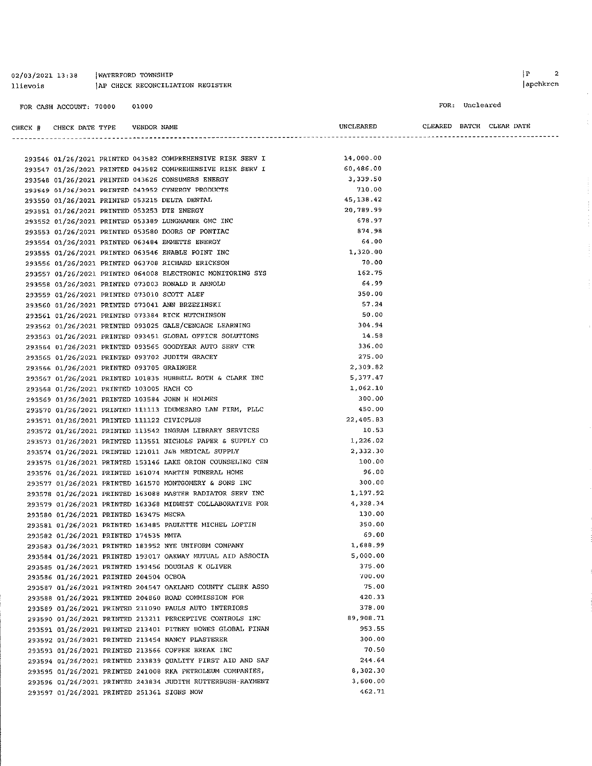02/03/2021 13:38 | WATERFORD TOWNSHIP
llievois | AP CHECK RECONCILIATION REGISTER

FOR CASH ACCOUNT: 70000 01000

FOR: Uncleared

| CHECK # | CHECK DATE | TYPE | VENDOR | NAME | UNCLEARED | CLEARED | BATCH | CLEAR DATE |
|---|---|---|---|---|---|---|---|---|
| 293546 | 01/26/2021 | PRINTED | 043582 | COMPREHENSIVE RISK SERV I | 14,000.00 | | | |
| 293547 | 01/26/2021 | PRINTED | 043582 | COMPREHENSIVE RISK SERV I | 60,486.00 | | | |
| 293548 | 01/26/2021 | PRINTED | 043626 | CONSUMERS ENERGY | 3,339.50 | | | |
| 293549 | 01/26/2021 | PRINTED | 043952 | CYNERGY PRODUCTS | 710.00 | | | |
| 293550 | 01/26/2021 | PRINTED | 053215 | DELTA DENTAL | 45,138.42 | | | |
| 293551 | 01/26/2021 | PRINTED | 053253 | DTE ENERGY | 20,789.99 | | | |
| 293552 | 01/26/2021 | PRINTED | 053389 | LUNGHAMER GMC INC | 678.97 | | | |
| 293553 | 01/26/2021 | PRINTED | 053580 | DOORS OF PONTIAC | 874.98 | | | |
| 293554 | 01/26/2021 | PRINTED | 063484 | EMMETTS ENERGY | 64.00 | | | |
| 293555 | 01/26/2021 | PRINTED | 063546 | ENABLE POINT INC | 1,320.00 | | | |
| 293556 | 01/26/2021 | PRINTED | 063708 | RICHARD ERICKSON | 70.00 | | | |
| 293557 | 01/26/2021 | PRINTED | 064008 | ELECTRONIC MONITORING SYS | 162.75 | | | |
| 293558 | 01/26/2021 | PRINTED | 073003 | RONALD R ARNOLD | 64.99 | | | |
| 293559 | 01/26/2021 | PRINTED | 073010 | SCOTT ALEF | 350.00 | | | |
| 293560 | 01/26/2021 | PRINTED | 073041 | ANN BRZEZINSKI | 57.24 | | | |
| 293561 | 01/26/2021 | PRINTED | 073384 | RICK HUTCHINSON | 50.00 | | | |
| 293562 | 01/26/2021 | PRINTED | 093025 | GALE/CENGAGE LEARNING | 304.94 | | | |
| 293563 | 01/26/2021 | PRINTED | 093451 | GLOBAL OFFICE SOLUTIONS | 14.58 | | | |
| 293564 | 01/26/2021 | PRINTED | 093565 | GOODYEAR AUTO SERV CTR | 336.00 | | | |
| 293565 | 01/26/2021 | PRINTED | 093702 | JUDITH GRACEY | 275.00 | | | |
| 293566 | 01/26/2021 | PRINTED | 093705 | GRAINGER | 2,309.82 | | | |
| 293567 | 01/26/2021 | PRINTED | 101835 | HUBBELL ROTH & CLARK INC | 5,377.47 | | | |
| 293568 | 01/26/2021 | PRINTED | 103005 | HACH CO | 1,062.10 | | | |
| 293569 | 01/26/2021 | PRINTED | 103584 | JOHN H HOLMES | 300.00 | | | |
| 293570 | 01/26/2021 | PRINTED | 111113 | IDUMESARO LAW FIRM, PLLC | 450.00 | | | |
| 293571 | 01/26/2021 | PRINTED | 111122 | CIVICPLUS | 22,405.83 | | | |
| 293572 | 01/26/2021 | PRINTED | 113542 | INGRAM LIBRARY SERVICES | 10.53 | | | |
| 293573 | 01/26/2021 | PRINTED | 113551 | NICHOLS PAPER & SUPPLY CO | 1,226.02 | | | |
| 293574 | 01/26/2021 | PRINTED | 121011 | J&B MEDICAL SUPPLY | 2,332.30 | | | |
| 293575 | 01/26/2021 | PRINTED | 153146 | LAKE ORION COUNSELING CEN | 100.00 | | | |
| 293576 | 01/26/2021 | PRINTED | 161074 | MARTIN FUNERAL HOME | 96.00 | | | |
| 293577 | 01/26/2021 | PRINTED | 161570 | MONTGOMERY & SONS INC | 300.00 | | | |
| 293578 | 01/26/2021 | PRINTED | 163088 | MASTER RADIATOR SERV INC | 1,197.92 | | | |
| 293579 | 01/26/2021 | PRINTED | 163368 | MIDWEST COLLABORATIVE FOR | 4,328.34 | | | |
| 293580 | 01/26/2021 | PRINTED | 163475 | MECRA | 130.00 | | | |
| 293581 | 01/26/2021 | PRINTED | 163485 | PAULETTE MICHEL LOFTIN | 350.00 | | | |
| 293582 | 01/26/2021 | PRINTED | 174535 | MMTA | 69.00 | | | |
| 293583 | 01/26/2021 | PRINTED | 183952 | NYE UNIFORM COMPANY | 1,688.99 | | | |
| 293584 | 01/26/2021 | PRINTED | 193017 | OAKWAY MUTUAL AID ASSOCIA | 5,000.00 | | | |
| 293585 | 01/26/2021 | PRINTED | 193456 | DOUGLAS K OLIVER | 375.00 | | | |
| 293586 | 01/26/2021 | PRINTED | 204504 | OCBOA | 700.00 | | | |
| 293587 | 01/26/2021 | PRINTED | 204547 | OAKLAND COUNTY CLERK ASSO | 75.00 | | | |
| 293588 | 01/26/2021 | PRINTED | 204860 | ROAD COMMISSION FOR | 420.33 | | | |
| 293589 | 01/26/2021 | PRINTED | 211090 | PAULS AUTO INTERIORS | 378.00 | | | |
| 293590 | 01/26/2021 | PRINTED | 213211 | PERCEPTIVE CONTROLS INC | 89,908.71 | | | |
| 293591 | 01/26/2021 | PRINTED | 213401 | PITNEY BOWES GLOBAL FINAN | 953.55 | | | |
| 293592 | 01/26/2021 | PRINTED | 213454 | NANCY PLASTERER | 300.00 | | | |
| 293593 | 01/26/2021 | PRINTED | 213566 | COFFEE BREAK INC | 70.50 | | | |
| 293594 | 01/26/2021 | PRINTED | 233839 | QUALITY FIRST AID AND SAF | 244.64 | | | |
| 293595 | 01/26/2021 | PRINTED | 241008 | RKA PETROLEUM COMPANIES, | 8,302.30 | | | |
| 293596 | 01/26/2021 | PRINTED | 243834 | JUDITH RUTTERBUSH-RAYMENT | 3,600.00 | | | |
| 293597 | 01/26/2021 | PRINTED | 251361 | SIGNS NOW | 462.71 | | | |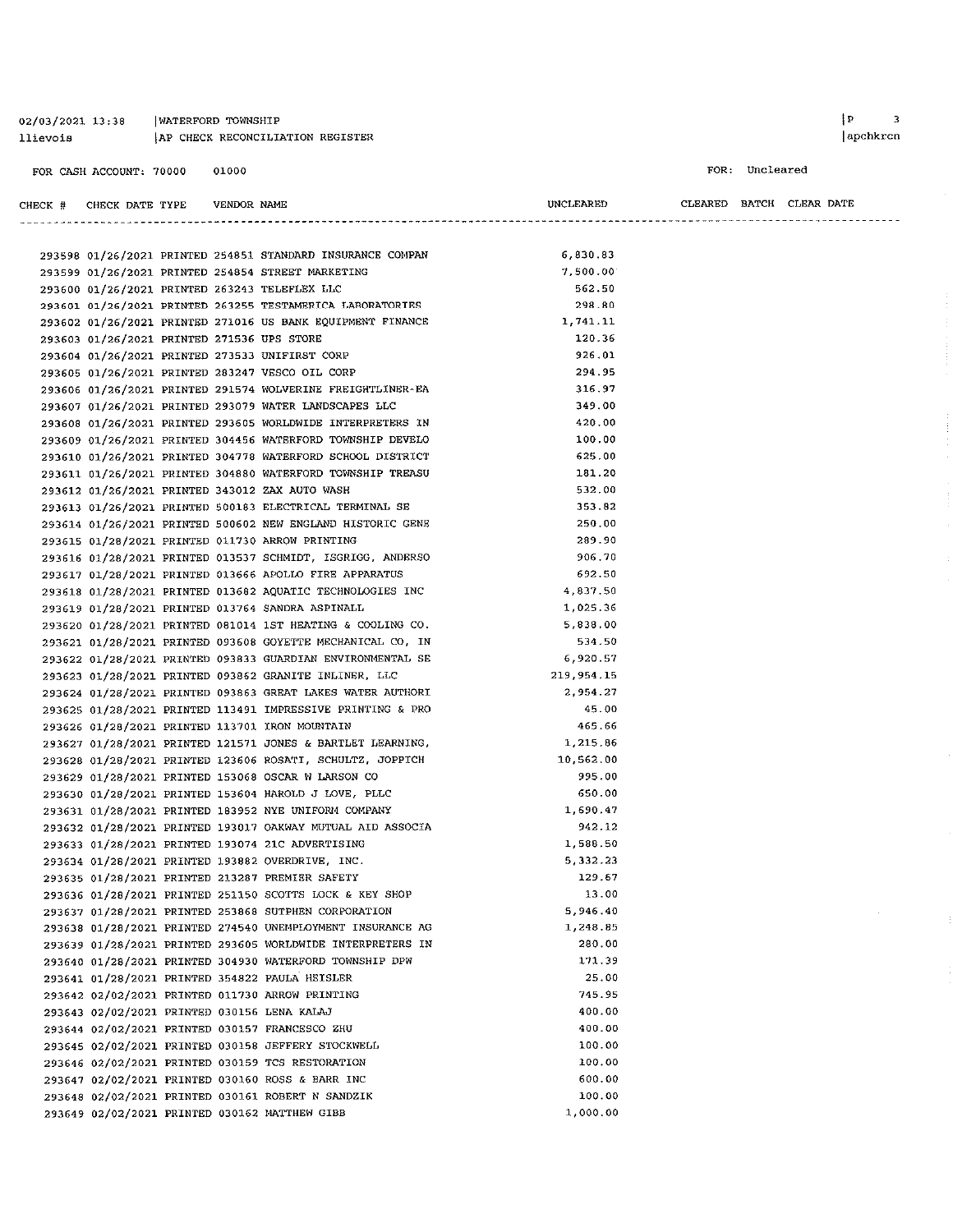02/03/2021 13:38 | WATERFORD TOWNSHIP
llievois | AP CHECK RECONCILIATION REGISTER

FOR CASH ACCOUNT: 70000 01000

FOR: Uncleared

| CHECK # | CHECK DATE | TYPE | VENDOR | NAME | UNCLEARED | CLEARED | BATCH | CLEAR DATE |
|---|---|---|---|---|---|---|---|---|
| 293598 | 01/26/2021 | PRINTED | 254851 | STANDARD INSURANCE COMPAN | 6,830.83 | | | |
| 293599 | 01/26/2021 | PRINTED | 254854 | STREET MARKETING | 7,500.00 | | | |
| 293600 | 01/26/2021 | PRINTED | 263243 | TELEFLEX LLC | 562.50 | | | |
| 293601 | 01/26/2021 | PRINTED | 263255 | TESTAMERICA LABORATORIES | 298.80 | | | |
| 293602 | 01/26/2021 | PRINTED | 271016 | US BANK EQUIPMENT FINANCE | 1,741.11 | | | |
| 293603 | 01/26/2021 | PRINTED | 271536 | UPS STORE | 120.36 | | | |
| 293604 | 01/26/2021 | PRINTED | 273533 | UNIFIRST CORP | 926.01 | | | |
| 293605 | 01/26/2021 | PRINTED | 283247 | VESCO OIL CORP | 294.95 | | | |
| 293606 | 01/26/2021 | PRINTED | 291574 | WOLVERINE FREIGHTLINER-EA | 316.97 | | | |
| 293607 | 01/26/2021 | PRINTED | 293079 | WATER LANDSCAPES LLC | 349.00 | | | |
| 293608 | 01/26/2021 | PRINTED | 293605 | WORLDWIDE INTERPRETERS IN | 420.00 | | | |
| 293609 | 01/26/2021 | PRINTED | 304456 | WATERFORD TOWNSHIP DEVELO | 100.00 | | | |
| 293610 | 01/26/2021 | PRINTED | 304778 | WATERFORD SCHOOL DISTRICT | 625.00 | | | |
| 293611 | 01/26/2021 | PRINTED | 304880 | WATERFORD TOWNSHIP TREASU | 181.20 | | | |
| 293612 | 01/26/2021 | PRINTED | 343012 | ZAX AUTO WASH | 532.00 | | | |
| 293613 | 01/26/2021 | PRINTED | 500183 | ELECTRICAL TERMINAL SE | 353.82 | | | |
| 293614 | 01/26/2021 | PRINTED | 500602 | NEW ENGLAND HISTORIC GENE | 250.00 | | | |
| 293615 | 01/28/2021 | PRINTED | 011730 | ARROW PRINTING | 289.90 | | | |
| 293616 | 01/28/2021 | PRINTED | 013537 | SCHMIDT, ISGRIGG, ANDERSO | 906.70 | | | |
| 293617 | 01/28/2021 | PRINTED | 013666 | APOLLO FIRE APPARATUS | 692.50 | | | |
| 293618 | 01/28/2021 | PRINTED | 013682 | AQUATIC TECHNOLOGIES INC | 4,837.50 | | | |
| 293619 | 01/28/2021 | PRINTED | 013764 | SANDRA ASPINALL | 1,025.36 | | | |
| 293620 | 01/28/2021 | PRINTED | 081014 | 1ST HEATING & COOLING CO. | 5,838.00 | | | |
| 293621 | 01/28/2021 | PRINTED | 093608 | GOYETTE MECHANICAL CO, IN | 534.50 | | | |
| 293622 | 01/28/2021 | PRINTED | 093833 | GUARDIAN ENVIRONMENTAL SE | 6,920.57 | | | |
| 293623 | 01/28/2021 | PRINTED | 093862 | GRANITE INLINER, LLC | 219,954.15 | | | |
| 293624 | 01/28/2021 | PRINTED | 093863 | GREAT LAKES WATER AUTHORI | 2,954.27 | | | |
| 293625 | 01/28/2021 | PRINTED | 113491 | IMPRESSIVE PRINTING & PRO | 45.00 | | | |
| 293626 | 01/28/2021 | PRINTED | 113701 | IRON MOUNTAIN | 465.66 | | | |
| 293627 | 01/28/2021 | PRINTED | 121571 | JONES & BARTLET LEARNING, | 1,215.86 | | | |
| 293628 | 01/28/2021 | PRINTED | 123606 | ROSATI, SCHULTZ, JOPPICH | 10,562.00 | | | |
| 293629 | 01/28/2021 | PRINTED | 153068 | OSCAR W LARSON CO | 995.00 | | | |
| 293630 | 01/28/2021 | PRINTED | 153604 | HAROLD J LOVE, PLLC | 650.00 | | | |
| 293631 | 01/28/2021 | PRINTED | 183952 | NYE UNIFORM COMPANY | 1,690.47 | | | |
| 293632 | 01/28/2021 | PRINTED | 193017 | OAKWAY MUTUAL AID ASSOCIA | 942.12 | | | |
| 293633 | 01/28/2021 | PRINTED | 193074 | 21C ADVERTISING | 1,588.50 | | | |
| 293634 | 01/28/2021 | PRINTED | 193882 | OVERDRIVE, INC. | 5,332.23 | | | |
| 293635 | 01/28/2021 | PRINTED | 213287 | PREMIER SAFETY | 129.67 | | | |
| 293636 | 01/28/2021 | PRINTED | 251150 | SCOTTS LOCK & KEY SHOP | 13.00 | | | |
| 293637 | 01/28/2021 | PRINTED | 253868 | SUTPHEN CORPORATION | 5,946.40 | | | |
| 293638 | 01/28/2021 | PRINTED | 274540 | UNEMPLOYMENT INSURANCE AG | 1,248.85 | | | |
| 293639 | 01/28/2021 | PRINTED | 293605 | WORLDWIDE INTERPRETERS IN | 280.00 | | | |
| 293640 | 01/28/2021 | PRINTED | 304930 | WATERFORD TOWNSHIP DPW | 171.39 | | | |
| 293641 | 01/28/2021 | PRINTED | 354822 | PAULA HEISLER | 25.00 | | | |
| 293642 | 02/02/2021 | PRINTED | 011730 | ARROW PRINTING | 745.95 | | | |
| 293643 | 02/02/2021 | PRINTED | 030156 | LENA KALAJ | 400.00 | | | |
| 293644 | 02/02/2021 | PRINTED | 030157 | FRANCESCO ZHU | 400.00 | | | |
| 293645 | 02/02/2021 | PRINTED | 030158 | JEFFERY STOCKWELL | 100.00 | | | |
| 293646 | 02/02/2021 | PRINTED | 030159 | TCS RESTORATION | 100.00 | | | |
| 293647 | 02/02/2021 | PRINTED | 030160 | ROSS & BARR INC | 600.00 | | | |
| 293648 | 02/02/2021 | PRINTED | 030161 | ROBERT N SANDZIK | 100.00 | | | |
| 293649 | 02/02/2021 | PRINTED | 030162 | MATTHEW GIBB | 1,000.00 | | | |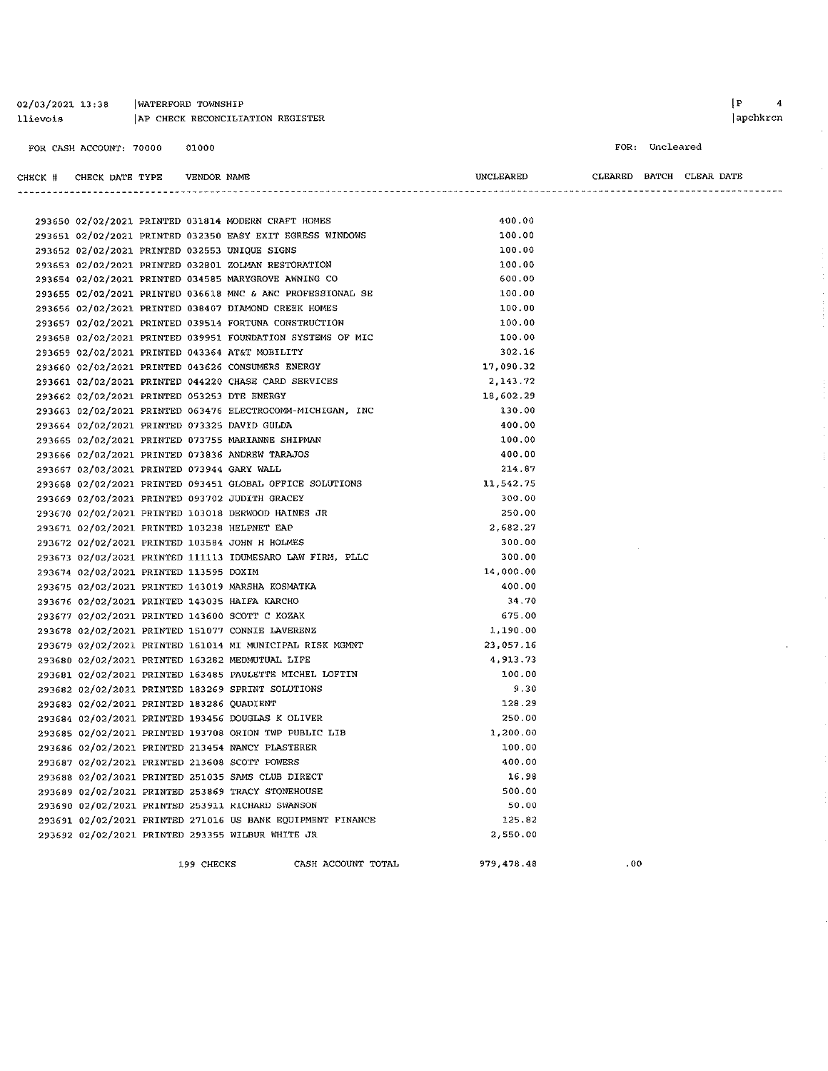02/03/2021 13:38 | WATERFORD TOWNSHIP
llievois | AP CHECK RECONCILIATION REGISTER

FOR CASH ACCOUNT: 70000 01000

FOR: Uncleared

| CHECK # | CHECK DATE | TYPE | VENDOR | NAME | UNCLEARED | CLEARED | BATCH | CLEAR DATE |
|---|---|---|---|---|---|---|---|---|
| 293650 | 02/02/2021 | PRINTED | 031814 | MODERN CRAFT HOMES | 400.00 | | | |
| 293651 | 02/02/2021 | PRINTED | 032350 | EASY EXIT EGRESS WINDOWS | 100.00 | | | |
| 293652 | 02/02/2021 | PRINTED | 032553 | UNIQUE SIGNS | 100.00 | | | |
| 293653 | 02/02/2021 | PRINTED | 032801 | ZOLMAN RESTORATION | 100.00 | | | |
| 293654 | 02/02/2021 | PRINTED | 034585 | MARYGROVE AWNING CO | 600.00 | | | |
| 293655 | 02/02/2021 | PRINTED | 036618 | MNC & ANC PROFESSIONAL SE | 100.00 | | | |
| 293656 | 02/02/2021 | PRINTED | 038407 | DIAMOND CREEK HOMES | 100.00 | | | |
| 293657 | 02/02/2021 | PRINTED | 039514 | FORTUNA CONSTRUCTION | 100.00 | | | |
| 293658 | 02/02/2021 | PRINTED | 039951 | FOUNDATION SYSTEMS OF MIC | 100.00 | | | |
| 293659 | 02/02/2021 | PRINTED | 043364 | AT&T MOBILITY | 302.16 | | | |
| 293660 | 02/02/2021 | PRINTED | 043626 | CONSUMERS ENERGY | 17,090.32 | | | |
| 293661 | 02/02/2021 | PRINTED | 044220 | CHASE CARD SERVICES | 2,143.72 | | | |
| 293662 | 02/02/2021 | PRINTED | 053253 | DTE ENERGY | 18,602.29 | | | |
| 293663 | 02/02/2021 | PRINTED | 063476 | ELECTROCOMM-MICHIGAN, INC | 130.00 | | | |
| 293664 | 02/02/2021 | PRINTED | 073325 | DAVID GULDA | 400.00 | | | |
| 293665 | 02/02/2021 | PRINTED | 073755 | MARIANNE SHIPMAN | 100.00 | | | |
| 293666 | 02/02/2021 | PRINTED | 073836 | ANDREW TARAJOS | 400.00 | | | |
| 293667 | 02/02/2021 | PRINTED | 073944 | GARY WALL | 214.87 | | | |
| 293668 | 02/02/2021 | PRINTED | 093451 | GLOBAL OFFICE SOLUTIONS | 11,542.75 | | | |
| 293669 | 02/02/2021 | PRINTED | 093702 | JUDITH GRACEY | 300.00 | | | |
| 293670 | 02/02/2021 | PRINTED | 103018 | DERWOOD HAINES JR | 250.00 | | | |
| 293671 | 02/02/2021 | PRINTED | 103238 | HELPNET EAP | 2,682.27 | | | |
| 293672 | 02/02/2021 | PRINTED | 103584 | JOHN H HOLMES | 300.00 | | | |
| 293673 | 02/02/2021 | PRINTED | 111113 | IDUMESARO LAW FIRM, PLLC | 300.00 | | | |
| 293674 | 02/02/2021 | PRINTED | 113595 | DOXIM | 14,000.00 | | | |
| 293675 | 02/02/2021 | PRINTED | 143019 | MARSHA KOSMATKA | 400.00 | | | |
| 293676 | 02/02/2021 | PRINTED | 143035 | HAIFA KARCHO | 34.70 | | | |
| 293677 | 02/02/2021 | PRINTED | 143600 | SCOTT C KOZAK | 675.00 | | | |
| 293678 | 02/02/2021 | PRINTED | 151077 | CONNIE LAVERENZ | 1,190.00 | | | |
| 293679 | 02/02/2021 | PRINTED | 161014 | MI MUNICIPAL RISK MGMNT | 23,057.16 | | | |
| 293680 | 02/02/2021 | PRINTED | 163282 | MEDMUTUAL LIFE | 4,913.73 | | | |
| 293681 | 02/02/2021 | PRINTED | 163485 | PAULETTE MICHEL LOFTIN | 100.00 | | | |
| 293682 | 02/02/2021 | PRINTED | 183269 | SPRINT SOLUTIONS | 9.30 | | | |
| 293683 | 02/02/2021 | PRINTED | 183286 | QUADIENT | 128.29 | | | |
| 293684 | 02/02/2021 | PRINTED | 193456 | DOUGLAS K OLIVER | 250.00 | | | |
| 293685 | 02/02/2021 | PRINTED | 193708 | ORION TWP PUBLIC LIB | 1,200.00 | | | |
| 293686 | 02/02/2021 | PRINTED | 213454 | NANCY PLASTERER | 100.00 | | | |
| 293687 | 02/02/2021 | PRINTED | 213608 | SCOTT POWERS | 400.00 | | | |
| 293688 | 02/02/2021 | PRINTED | 251035 | SAMS CLUB DIRECT | 16.98 | | | |
| 293689 | 02/02/2021 | PRINTED | 253869 | TRACY STONEHOUSE | 500.00 | | | |
| 293690 | 02/02/2021 | PRINTED | 253911 | RICHARD SWANSON | 50.00 | | | |
| 293691 | 02/02/2021 | PRINTED | 271016 | US BANK EQUIPMENT FINANCE | 125.82 | | | |
| 293692 | 02/02/2021 | PRINTED | 293355 | WILBUR WHITE JR | 2,550.00 | | | |
| | | 199 CHECKS | | CASH ACCOUNT TOTAL | 979,478.48 | .00 | | |